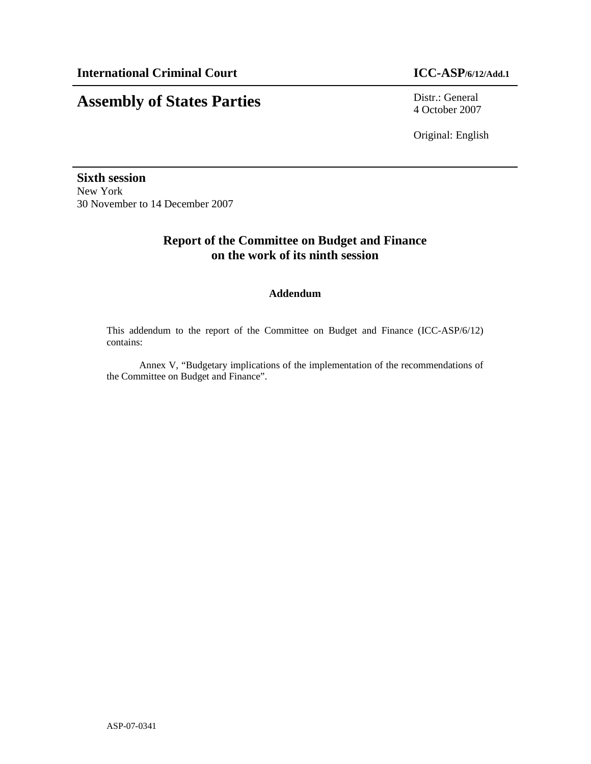**International Criminal Court** **ICC-ASP/6/12/Add.1**

# Assembly of States Parties

Distr.: General
4 October 2007

Original: English

**Sixth session**
New York
30 November to 14 December 2007

## Report of the Committee on Budget and Finance on the work of its ninth session

### Addendum

This addendum to the report of the Committee on Budget and Finance (ICC-ASP/6/12) contains:

Annex V, “Budgetary implications of the implementation of the recommendations of the Committee on Budget and Finance”.

ASP-07-0341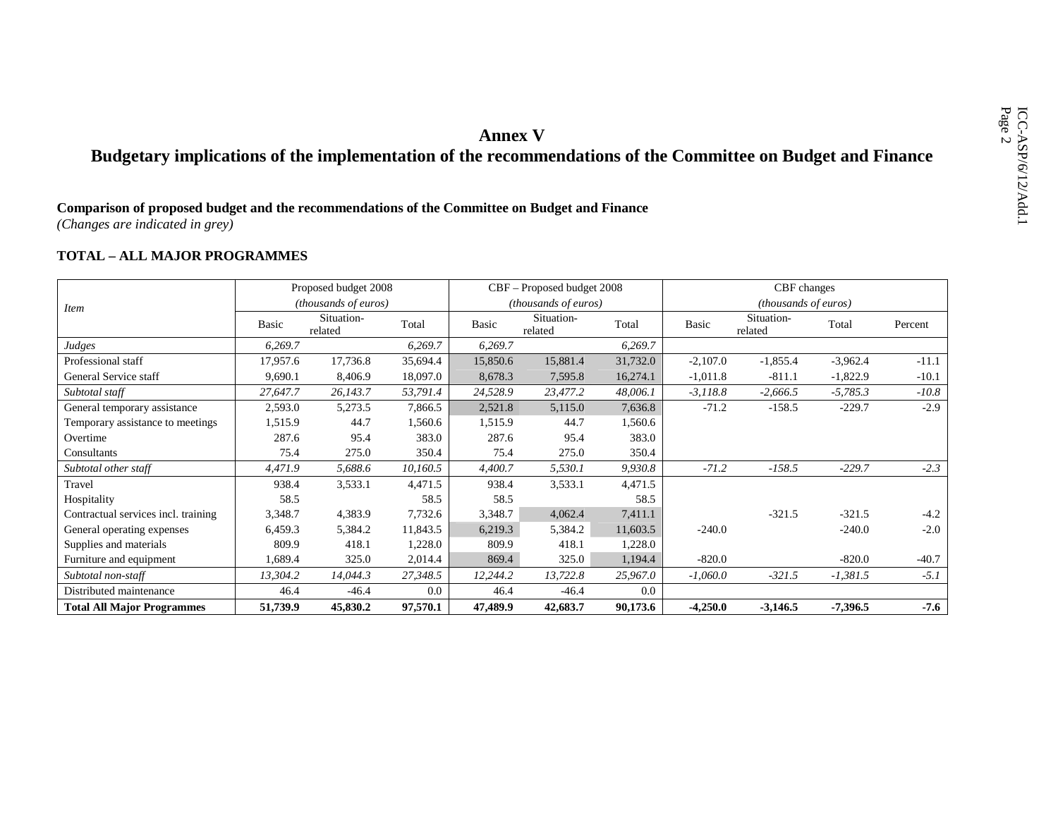# Annex V

## Budgetary implications of the implementation of the recommendations of the Committee on Budget and Finance

**Comparison of proposed budget and the recommendations of the Committee on Budget and Finance**

*(Changes are indicated in grey)*

**TOTAL – ALL MAJOR PROGRAMMES**

| *Item* | Proposed budget 2008 *(thousands of euros)* | | | CBF – Proposed budget 2008 *(thousands of euros)* | | | CBF changes *(thousands of euros)* | | | |
|---|---|---|---|---|---|---|---|---|---|---|
| | Basic | Situation-related | Total | Basic | Situation-related | Total | Basic | Situation-related | Total | Percent |
| *Judges* | *6,269.7* | | *6,269.7* | *6,269.7* | | *6,269.7* | | | | |
| Professional staff | 17,957.6 | 17,736.8 | 35,694.4 | 15,850.6 | 15,881.4 | 31,732.0 | -2,107.0 | -1,855.4 | -3,962.4 | -11.1 |
| General Service staff | 9,690.1 | 8,406.9 | 18,097.0 | 8,678.3 | 7,595.8 | 16,274.1 | -1,011.8 | -811.1 | -1,822.9 | -10.1 |
| *Subtotal staff* | *27,647.7* | *26,143.7* | *53,791.4* | *24,528.9* | *23,477.2* | *48,006.1* | *-3,118.8* | *-2,666.5* | *-5,785.3* | *-10.8* |
| General temporary assistance | 2,593.0 | 5,273.5 | 7,866.5 | 2,521.8 | 5,115.0 | 7,636.8 | -71.2 | -158.5 | -229.7 | -2.9 |
| Temporary assistance to meetings | 1,515.9 | 44.7 | 1,560.6 | 1,515.9 | 44.7 | 1,560.6 | | | | |
| Overtime | 287.6 | 95.4 | 383.0 | 287.6 | 95.4 | 383.0 | | | | |
| Consultants | 75.4 | 275.0 | 350.4 | 75.4 | 275.0 | 350.4 | | | | |
| *Subtotal other staff* | *4,471.9* | *5,688.6* | *10,160.5* | *4,400.7* | *5,530.1* | *9,930.8* | *-71.2* | *-158.5* | *-229.7* | *-2.3* |
| Travel | 938.4 | 3,533.1 | 4,471.5 | 938.4 | 3,533.1 | 4,471.5 | | | | |
| Hospitality | 58.5 | | 58.5 | 58.5 | | 58.5 | | | | |
| Contractual services incl. training | 3,348.7 | 4,383.9 | 7,732.6 | 3,348.7 | 4,062.4 | 7,411.1 | | -321.5 | -321.5 | -4.2 |
| General operating expenses | 6,459.3 | 5,384.2 | 11,843.5 | 6,219.3 | 5,384.2 | 11,603.5 | -240.0 | | -240.0 | -2.0 |
| Supplies and materials | 809.9 | 418.1 | 1,228.0 | 809.9 | 418.1 | 1,228.0 | | | | |
| Furniture and equipment | 1,689.4 | 325.0 | 2,014.4 | 869.4 | 325.0 | 1,194.4 | -820.0 | | -820.0 | -40.7 |
| *Subtotal non-staff* | *13,304.2* | *14,044.3* | *27,348.5* | *12,244.2* | *13,722.8* | *25,967.0* | *-1,060.0* | *-321.5* | *-1,381.5* | *-5.1* |
| Distributed maintenance | 46.4 | -46.4 | 0.0 | 46.4 | -46.4 | 0.0 | | | | |
| **Total All Major Programmes** | **51,739.9** | **45,830.2** | **97,570.1** | **47,489.9** | **42,683.7** | **90,173.6** | **-4,250.0** | **-3,146.5** | **-7,396.5** | **-7.6** |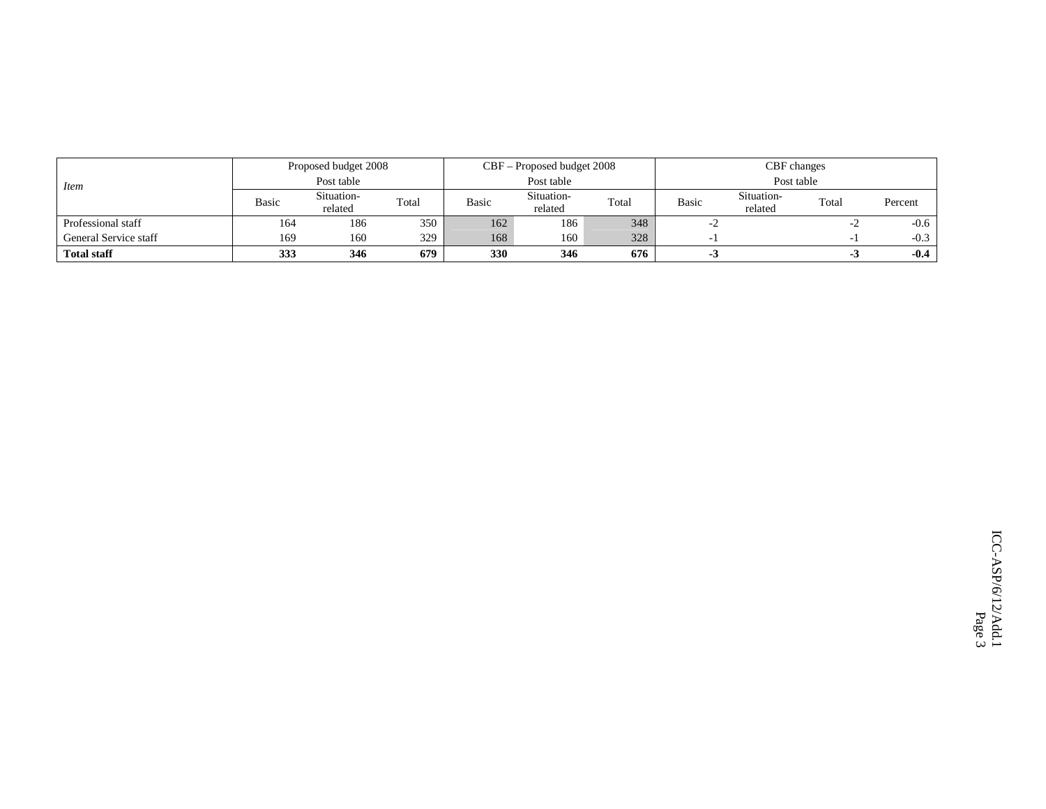| *Item* | Proposed budget 2008 Post table | | | CBF – Proposed budget 2008 Post table | | | CBF changes Post table | | | |
|---|---|---|---|---|---|---|---|---|---|---|
| | Basic | Situation-related | Total | Basic | Situation-related | Total | Basic | Situation-related | Total | Percent |
| Professional staff | 164 | 186 | 350 | 162 | 186 | 348 | -2 | | -2 | -0.6 |
| General Service staff | 169 | 160 | 329 | 168 | 160 | 328 | -1 | | -1 | -0.3 |
| **Total staff** | **333** | **346** | **679** | **330** | **346** | **676** | **-3** | | **-3** | **-0.4** |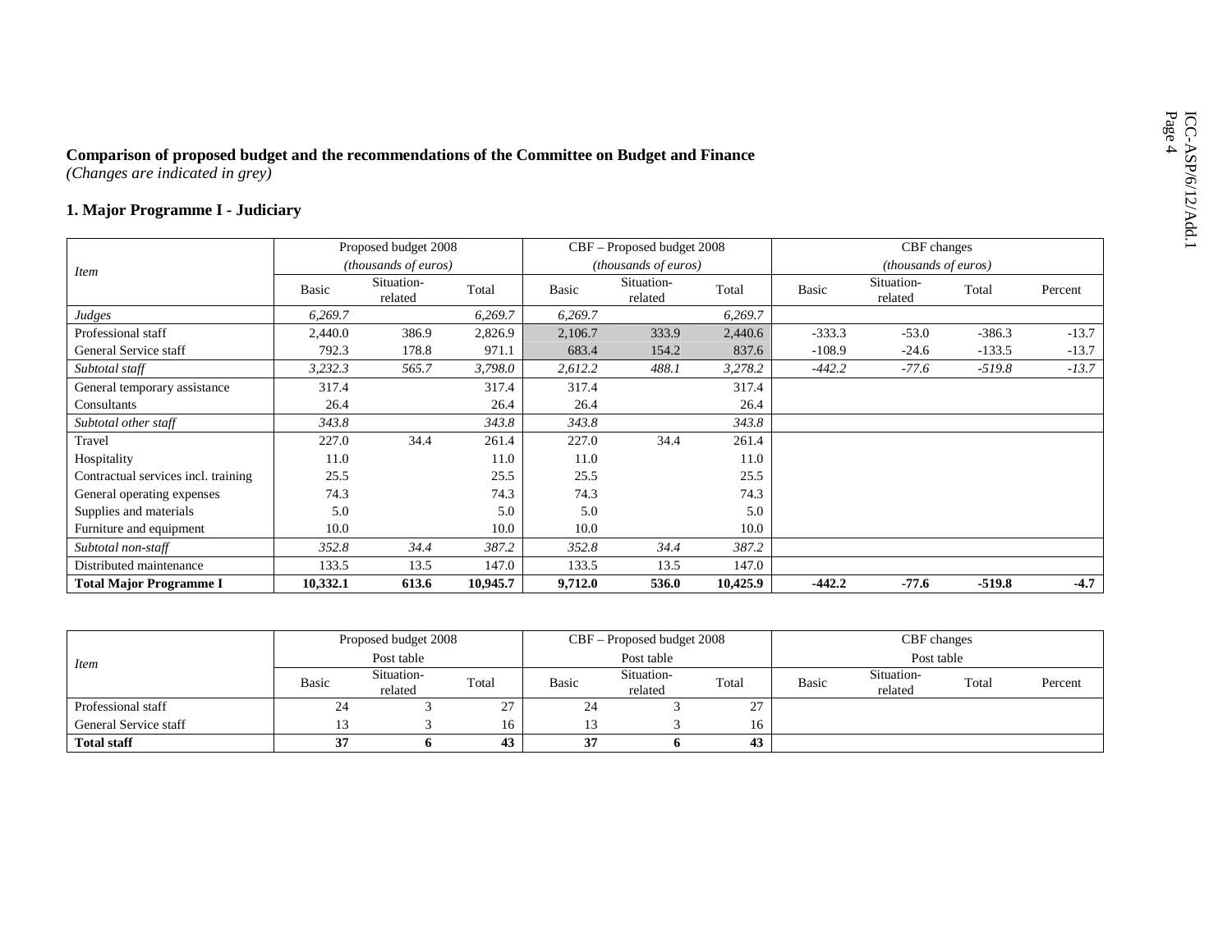**Comparison of proposed budget and the recommendations of the Committee on Budget and Finance**
*(Changes are indicated in grey)*

### 1. Major Programme I - Judiciary

| *Item* | Proposed budget 2008 *(thousands of euros)* | | | CBF – Proposed budget 2008 *(thousands of euros)* | | | CBF changes *(thousands of euros)* | | | |
|---|---|---|---|---|---|---|---|---|---|---|
| | Basic | Situation-related | Total | Basic | Situation-related | Total | Basic | Situation-related | Total | Percent |
| *Judges* | *6,269.7* | | *6,269.7* | *6,269.7* | | *6,269.7* | | | | |
| Professional staff | 2,440.0 | 386.9 | 2,826.9 | 2,106.7 | 333.9 | 2,440.6 | -333.3 | -53.0 | -386.3 | -13.7 |
| General Service staff | 792.3 | 178.8 | 971.1 | 683.4 | 154.2 | 837.6 | -108.9 | -24.6 | -133.5 | -13.7 |
| *Subtotal staff* | *3,232.3* | *565.7* | *3,798.0* | *2,612.2* | *488.1* | *3,278.2* | *-442.2* | *-77.6* | *-519.8* | *-13.7* |
| General temporary assistance | 317.4 | | 317.4 | 317.4 | | 317.4 | | | | |
| Consultants | 26.4 | | 26.4 | 26.4 | | 26.4 | | | | |
| *Subtotal other staff* | *343.8* | | *343.8* | *343.8* | | *343.8* | | | | |
| Travel | 227.0 | 34.4 | 261.4 | 227.0 | 34.4 | 261.4 | | | | |
| Hospitality | 11.0 | | 11.0 | 11.0 | | 11.0 | | | | |
| Contractual services incl. training | 25.5 | | 25.5 | 25.5 | | 25.5 | | | | |
| General operating expenses | 74.3 | | 74.3 | 74.3 | | 74.3 | | | | |
| Supplies and materials | 5.0 | | 5.0 | 5.0 | | 5.0 | | | | |
| Furniture and equipment | 10.0 | | 10.0 | 10.0 | | 10.0 | | | | |
| *Subtotal non-staff* | *352.8* | *34.4* | *387.2* | *352.8* | *34.4* | *387.2* | | | | |
| Distributed maintenance | 133.5 | 13.5 | 147.0 | 133.5 | 13.5 | 147.0 | | | | |
| **Total Major Programme I** | **10,332.1** | **613.6** | **10,945.7** | **9,712.0** | **536.0** | **10,425.9** | **-442.2** | **-77.6** | **-519.8** | **-4.7** |

| *Item* | Proposed budget 2008 Post table | | | CBF – Proposed budget 2008 Post table | | | CBF changes Post table | | | |
|---|---|---|---|---|---|---|---|---|---|---|
| | Basic | Situation-related | Total | Basic | Situation-related | Total | Basic | Situation-related | Total | Percent |
| Professional staff | 24 | 3 | 27 | 24 | 3 | 27 | | | | |
| General Service staff | 13 | 3 | 16 | 13 | 3 | 16 | | | | |
| **Total staff** | **37** | **6** | **43** | **37** | **6** | **43** | | | | |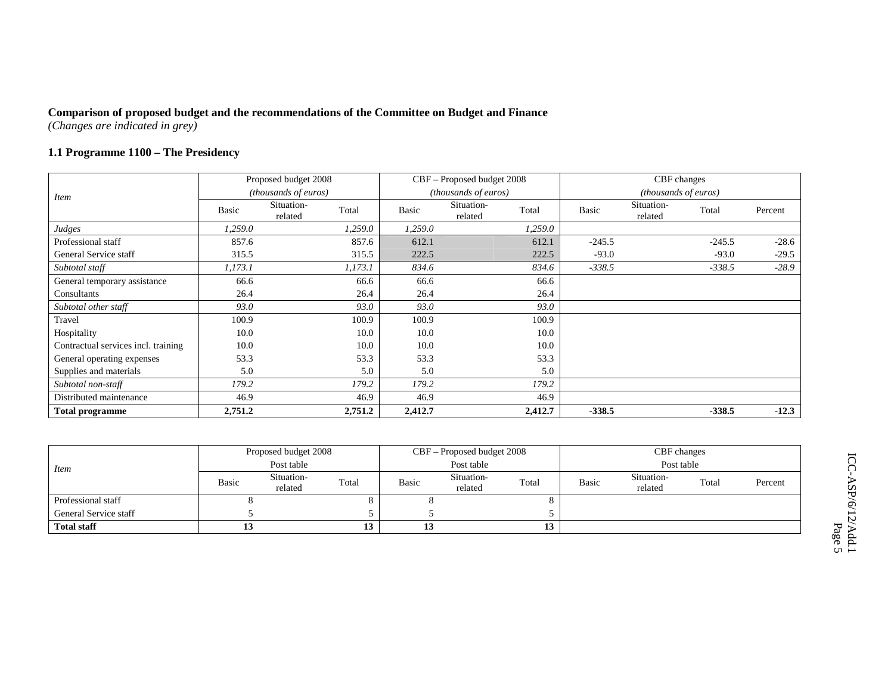**Comparison of proposed budget and the recommendations of the Committee on Budget and Finance**
*(Changes are indicated in grey)*

### 1.1 Programme 1100 – The Presidency

| Item | Proposed budget 2008 *(thousands of euros)* | | | CBF – Proposed budget 2008 *(thousands of euros)* | | | CBF changes *(thousands of euros)* | | | |
|---|---|---|---|---|---|---|---|---|---|---|
| | Basic | Situation-related | Total | Basic | Situation-related | Total | Basic | Situation-related | Total | Percent |
| *Judges* | *1,259.0* | | *1,259.0* | *1,259.0* | | *1,259.0* | | | | |
| Professional staff | 857.6 | | 857.6 | 612.1 | | 612.1 | -245.5 | | -245.5 | -28.6 |
| General Service staff | 315.5 | | 315.5 | 222.5 | | 222.5 | -93.0 | | -93.0 | -29.5 |
| *Subtotal staff* | *1,173.1* | | *1,173.1* | *834.6* | | *834.6* | *-338.5* | | *-338.5* | *-28.9* |
| General temporary assistance | 66.6 | | 66.6 | 66.6 | | 66.6 | | | | |
| Consultants | 26.4 | | 26.4 | 26.4 | | 26.4 | | | | |
| *Subtotal other staff* | *93.0* | | *93.0* | *93.0* | | *93.0* | | | | |
| Travel | 100.9 | | 100.9 | 100.9 | | 100.9 | | | | |
| Hospitality | 10.0 | | 10.0 | 10.0 | | 10.0 | | | | |
| Contractual services incl. training | 10.0 | | 10.0 | 10.0 | | 10.0 | | | | |
| General operating expenses | 53.3 | | 53.3 | 53.3 | | 53.3 | | | | |
| Supplies and materials | 5.0 | | 5.0 | 5.0 | | 5.0 | | | | |
| *Subtotal non-staff* | *179.2* | | *179.2* | *179.2* | | *179.2* | | | | |
| Distributed maintenance | 46.9 | | 46.9 | 46.9 | | 46.9 | | | | |
| **Total programme** | **2,751.2** | | **2,751.2** | **2,412.7** | | **2,412.7** | **-338.5** | | **-338.5** | **-12.3** |

| Item | Proposed budget 2008 Post table | | | CBF – Proposed budget 2008 Post table | | | CBF changes Post table | | | |
|---|---|---|---|---|---|---|---|---|---|---|
| | Basic | Situation-related | Total | Basic | Situation-related | Total | Basic | Situation-related | Total | Percent |
| Professional staff | 8 | | 8 | 8 | | 8 | | | | |
| General Service staff | 5 | | 5 | 5 | | 5 | | | | |
| **Total staff** | **13** | | **13** | **13** | | **13** | | | | |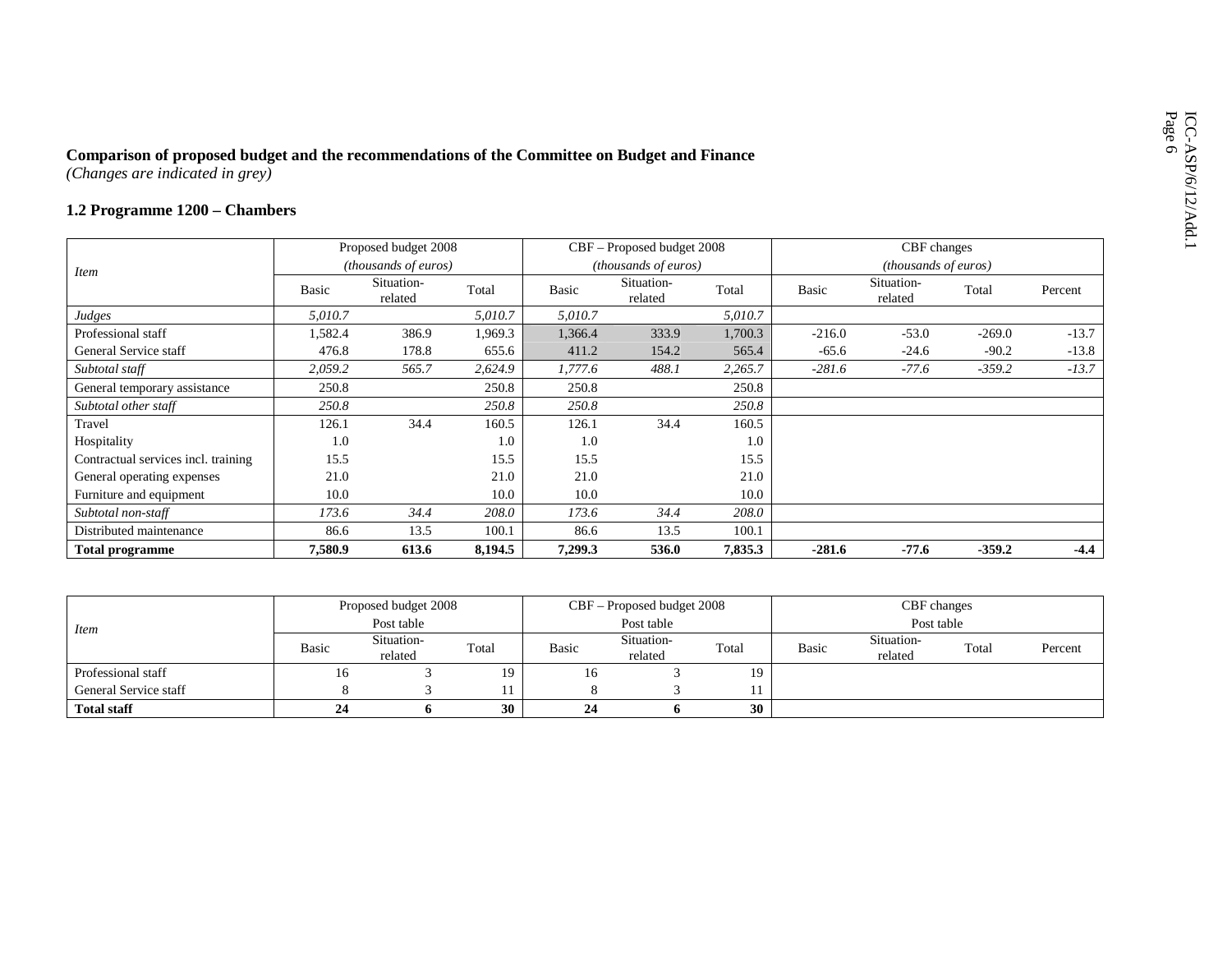**Comparison of proposed budget and the recommendations of the Committee on Budget and Finance**
*(Changes are indicated in grey)*

### 1.2 Programme 1200 – Chambers

| Item | Proposed budget 2008 (thousands of euros) | | | CBF – Proposed budget 2008 (thousands of euros) | | | CBF changes (thousands of euros) | | | |
|---|---|---|---|---|---|---|---|---|---|---|
| | Basic | Situation-related | Total | Basic | Situation-related | Total | Basic | Situation-related | Total | Percent |
| *Judges* | *5,010.7* | | *5,010.7* | *5,010.7* | | *5,010.7* | | | | |
| Professional staff | 1,582.4 | 386.9 | 1,969.3 | 1,366.4 | 333.9 | 1,700.3 | -216.0 | -53.0 | -269.0 | -13.7 |
| General Service staff | 476.8 | 178.8 | 655.6 | 411.2 | 154.2 | 565.4 | -65.6 | -24.6 | -90.2 | -13.8 |
| *Subtotal staff* | *2,059.2* | *565.7* | *2,624.9* | *1,777.6* | *488.1* | *2,265.7* | *-281.6* | *-77.6* | *-359.2* | *-13.7* |
| General temporary assistance | 250.8 | | 250.8 | 250.8 | | 250.8 | | | | |
| *Subtotal other staff* | *250.8* | | *250.8* | *250.8* | | *250.8* | | | | |
| Travel | 126.1 | 34.4 | 160.5 | 126.1 | 34.4 | 160.5 | | | | |
| Hospitality | 1.0 | | 1.0 | 1.0 | | 1.0 | | | | |
| Contractual services incl. training | 15.5 | | 15.5 | 15.5 | | 15.5 | | | | |
| General operating expenses | 21.0 | | 21.0 | 21.0 | | 21.0 | | | | |
| Furniture and equipment | 10.0 | | 10.0 | 10.0 | | 10.0 | | | | |
| *Subtotal non-staff* | *173.6* | *34.4* | *208.0* | *173.6* | *34.4* | *208.0* | | | | |
| Distributed maintenance | 86.6 | 13.5 | 100.1 | 86.6 | 13.5 | 100.1 | | | | |
| **Total programme** | **7,580.9** | **613.6** | **8,194.5** | **7,299.3** | **536.0** | **7,835.3** | **-281.6** | **-77.6** | **-359.2** | **-4.4** |

| Item | Proposed budget 2008 Post table | | | CBF – Proposed budget 2008 Post table | | | CBF changes Post table | | | |
|---|---|---|---|---|---|---|---|---|---|---|
| | Basic | Situation-related | Total | Basic | Situation-related | Total | Basic | Situation-related | Total | Percent |
| Professional staff | 16 | 3 | 19 | 16 | 3 | 19 | | | | |
| General Service staff | 8 | 3 | 11 | 8 | 3 | 11 | | | | |
| **Total staff** | **24** | **6** | **30** | **24** | **6** | **30** | | | | |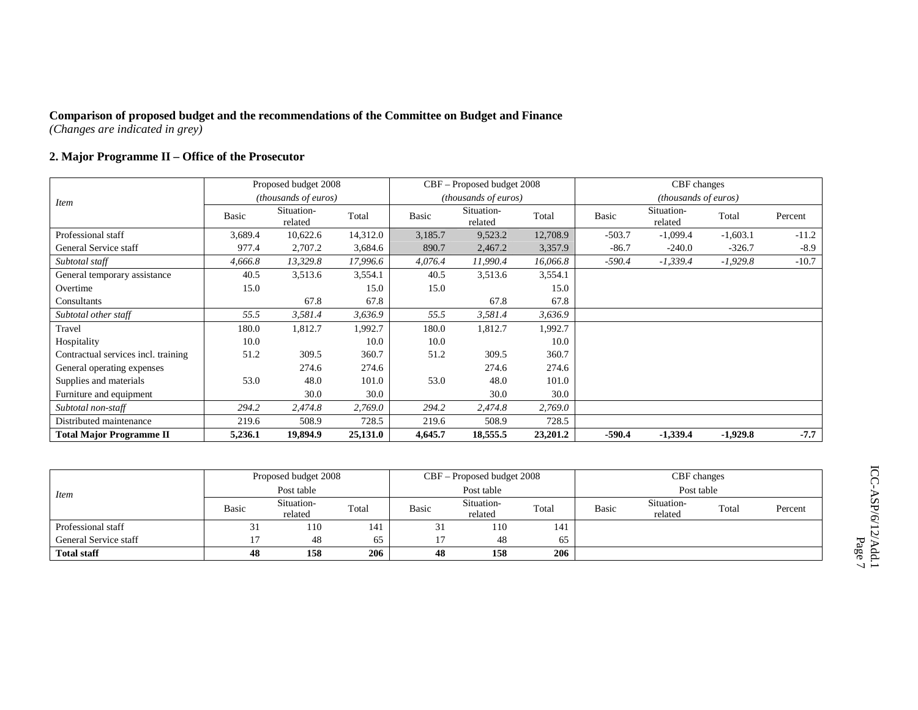**Comparison of proposed budget and the recommendations of the Committee on Budget and Finance**
*(Changes are indicated in grey)*

**2. Major Programme II – Office of the Prosecutor**

| *Item* | Proposed budget 2008 *(thousands of euros)* | | | CBF – Proposed budget 2008 *(thousands of euros)* | | | CBF changes *(thousands of euros)* | | | |
|---|---|---|---|---|---|---|---|---|---|---|
| | Basic | Situation-related | Total | Basic | Situation-related | Total | Basic | Situation-related | Total | Percent |
| Professional staff | 3,689.4 | 10,622.6 | 14,312.0 | 3,185.7 | 9,523.2 | 12,708.9 | -503.7 | -1,099.4 | -1,603.1 | -11.2 |
| General Service staff | 977.4 | 2,707.2 | 3,684.6 | 890.7 | 2,467.2 | 3,357.9 | -86.7 | -240.0 | -326.7 | -8.9 |
| *Subtotal staff* | *4,666.8* | *13,329.8* | *17,996.6* | *4,076.4* | *11,990.4* | *16,066.8* | *-590.4* | *-1,339.4* | *-1,929.8* | -10.7 |
| General temporary assistance | 40.5 | 3,513.6 | 3,554.1 | 40.5 | 3,513.6 | 3,554.1 | | | | |
| Overtime | 15.0 | | 15.0 | 15.0 | | 15.0 | | | | |
| Consultants | | 67.8 | 67.8 | | 67.8 | 67.8 | | | | |
| *Subtotal other staff* | *55.5* | *3,581.4* | *3,636.9* | *55.5* | *3,581.4* | *3,636.9* | | | | |
| Travel | 180.0 | 1,812.7 | 1,992.7 | 180.0 | 1,812.7 | 1,992.7 | | | | |
| Hospitality | 10.0 | | 10.0 | 10.0 | | 10.0 | | | | |
| Contractual services incl. training | 51.2 | 309.5 | 360.7 | 51.2 | 309.5 | 360.7 | | | | |
| General operating expenses | | 274.6 | 274.6 | | 274.6 | 274.6 | | | | |
| Supplies and materials | 53.0 | 48.0 | 101.0 | 53.0 | 48.0 | 101.0 | | | | |
| Furniture and equipment | | 30.0 | 30.0 | | 30.0 | 30.0 | | | | |
| *Subtotal non-staff* | *294.2* | *2,474.8* | *2,769.0* | *294.2* | *2,474.8* | *2,769.0* | | | | |
| Distributed maintenance | 219.6 | 508.9 | 728.5 | 219.6 | 508.9 | 728.5 | | | | |
| **Total Major Programme II** | **5,236.1** | **19,894.9** | **25,131.0** | **4,645.7** | **18,555.5** | **23,201.2** | **-590.4** | **-1,339.4** | **-1,929.8** | **-7.7** |

| *Item* | Proposed budget 2008 Post table | | | CBF – Proposed budget 2008 Post table | | | CBF changes Post table | | | |
|---|---|---|---|---|---|---|---|---|---|---|
| | Basic | Situation-related | Total | Basic | Situation-related | Total | Basic | Situation-related | Total | Percent |
| Professional staff | 31 | 110 | 141 | 31 | 110 | 141 | | | | |
| General Service staff | 17 | 48 | 65 | 17 | 48 | 65 | | | | |
| **Total staff** | **48** | **158** | **206** | **48** | **158** | **206** | | | | |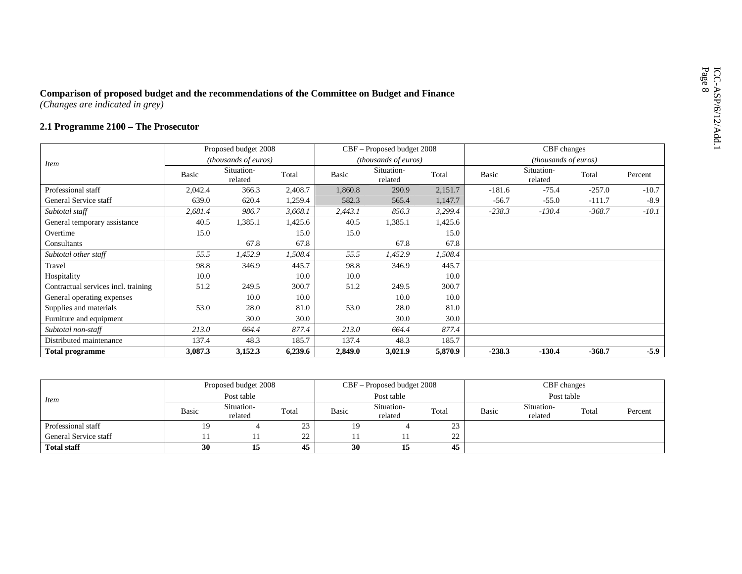**Comparison of proposed budget and the recommendations of the Committee on Budget and Finance**
*(Changes are indicated in grey)*

## 2.1 Programme 2100 – The Prosecutor

| *Item* | Proposed budget 2008 (*thousands of euros*) | | | CBF – Proposed budget 2008 (*thousands of euros*) | | | CBF changes (*thousands of euros*) | | | |
|---|---|---|---|---|---|---|---|---|---|---|
| | Basic | Situation-related | Total | Basic | Situation-related | Total | Basic | Situation-related | Total | Percent |
| Professional staff | 2,042.4 | 366.3 | 2,408.7 | 1,860.8 | 290.9 | 2,151.7 | -181.6 | -75.4 | -257.0 | -10.7 |
| General Service staff | 639.0 | 620.4 | 1,259.4 | 582.3 | 565.4 | 1,147.7 | -56.7 | -55.0 | -111.7 | -8.9 |
| *Subtotal staff* | *2,681.4* | *986.7* | *3,668.1* | *2,443.1* | *856.3* | *3,299.4* | *-238.3* | *-130.4* | *-368.7* | *-10.1* |
| General temporary assistance | 40.5 | 1,385.1 | 1,425.6 | 40.5 | 1,385.1 | 1,425.6 | | | | |
| Overtime | 15.0 | | 15.0 | 15.0 | | 15.0 | | | | |
| Consultants | | 67.8 | 67.8 | | 67.8 | 67.8 | | | | |
| *Subtotal other staff* | *55.5* | *1,452.9* | *1,508.4* | *55.5* | *1,452.9* | *1,508.4* | | | | |
| Travel | 98.8 | 346.9 | 445.7 | 98.8 | 346.9 | 445.7 | | | | |
| Hospitality | 10.0 | | 10.0 | 10.0 | | 10.0 | | | | |
| Contractual services incl. training | 51.2 | 249.5 | 300.7 | 51.2 | 249.5 | 300.7 | | | | |
| General operating expenses | | 10.0 | 10.0 | | 10.0 | 10.0 | | | | |
| Supplies and materials | 53.0 | 28.0 | 81.0 | 53.0 | 28.0 | 81.0 | | | | |
| Furniture and equipment | | 30.0 | 30.0 | | 30.0 | 30.0 | | | | |
| *Subtotal non-staff* | *213.0* | *664.4* | *877.4* | *213.0* | *664.4* | *877.4* | | | | |
| Distributed maintenance | 137.4 | 48.3 | 185.7 | 137.4 | 48.3 | 185.7 | | | | |
| **Total programme** | **3,087.3** | **3,152.3** | **6,239.6** | **2,849.0** | **3,021.9** | **5,870.9** | **-238.3** | **-130.4** | **-368.7** | **-5.9** |

| *Item* | Proposed budget 2008 Post table | | | CBF – Proposed budget 2008 Post table | | | CBF changes Post table | | | |
|---|---|---|---|---|---|---|---|---|---|---|
| | Basic | Situation-related | Total | Basic | Situation-related | Total | Basic | Situation-related | Total | Percent |
| Professional staff | 19 | 4 | 23 | 19 | 4 | 23 | | | | |
| General Service staff | 11 | 11 | 22 | 11 | 11 | 22 | | | | |
| **Total staff** | **30** | **15** | **45** | **30** | **15** | **45** | | | | |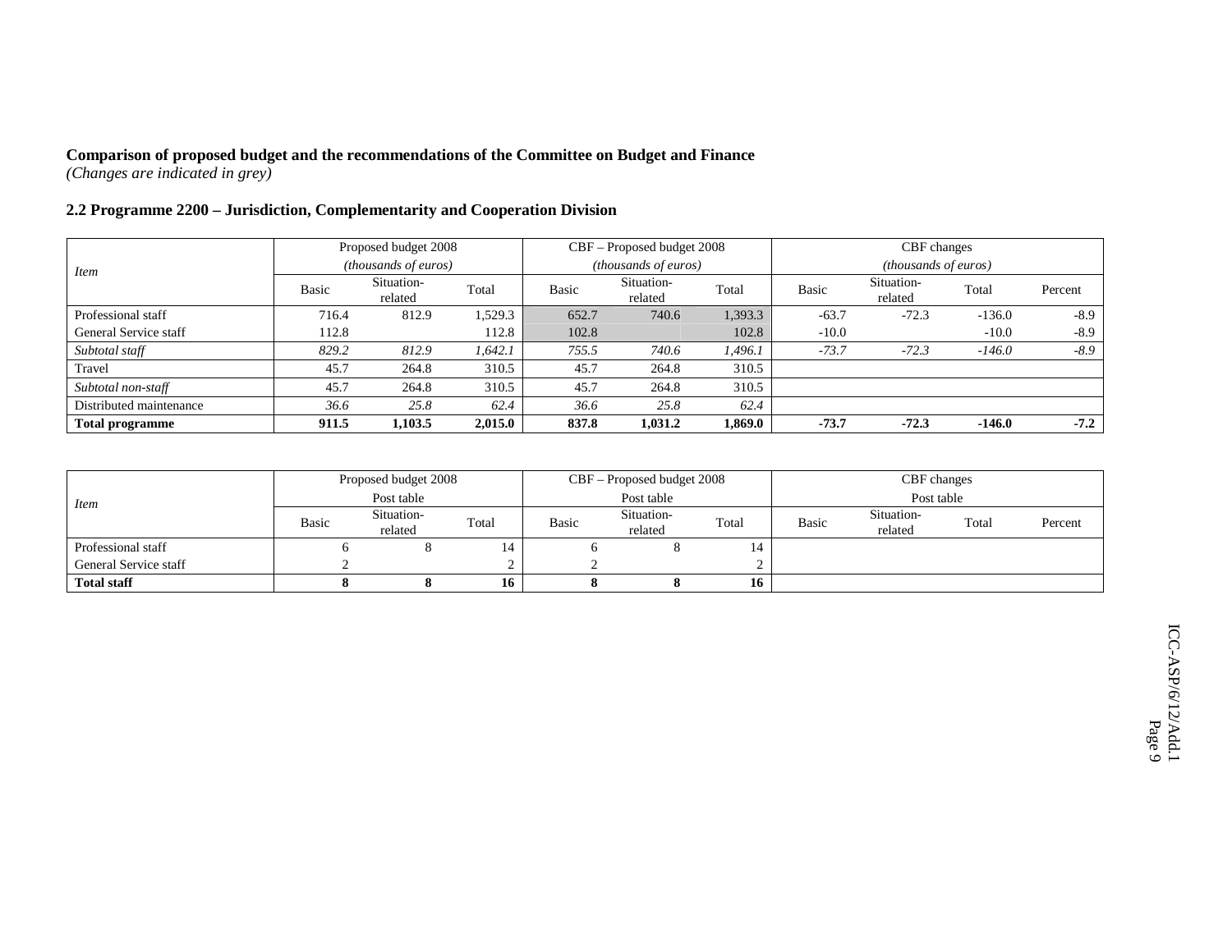**Comparison of proposed budget and the recommendations of the Committee on Budget and Finance**
*(Changes are indicated in grey)*

**2.2 Programme 2200 – Jurisdiction, Complementarity and Cooperation Division**

| *Item* | Proposed budget 2008 *(thousands of euros)* | | | CBF – Proposed budget 2008 *(thousands of euros)* | | | CBF changes *(thousands of euros)* | | | |
|---|---|---|---|---|---|---|---|---|---|---|
| | Basic | Situation-related | Total | Basic | Situation-related | Total | Basic | Situation-related | Total | Percent |
| Professional staff | 716.4 | 812.9 | 1,529.3 | 652.7 | 740.6 | 1,393.3 | -63.7 | -72.3 | -136.0 | -8.9 |
| General Service staff | 112.8 | | 112.8 | 102.8 | | 102.8 | -10.0 | | -10.0 | -8.9 |
| *Subtotal staff* | *829.2* | *812.9* | *1,642.1* | *755.5* | *740.6* | *1,496.1* | *-73.7* | *-72.3* | *-146.0* | *-8.9* |
| Travel | 45.7 | 264.8 | 310.5 | 45.7 | 264.8 | 310.5 | | | | |
| *Subtotal non-staff* | 45.7 | 264.8 | 310.5 | 45.7 | 264.8 | 310.5 | | | | |
| Distributed maintenance | *36.6* | *25.8* | *62.4* | *36.6* | *25.8* | *62.4* | | | | |
| **Total programme** | **911.5** | **1,103.5** | **2,015.0** | **837.8** | **1,031.2** | **1,869.0** | **-73.7** | **-72.3** | **-146.0** | **-7.2** |

| *Item* | Proposed budget 2008 Post table | | | CBF – Proposed budget 2008 Post table | | | CBF changes Post table | | | |
|---|---|---|---|---|---|---|---|---|---|---|
| | Basic | Situation-related | Total | Basic | Situation-related | Total | Basic | Situation-related | Total | Percent |
| Professional staff | 6 | 8 | 14 | 6 | 8 | 14 | | | | |
| General Service staff | 2 | | 2 | 2 | | 2 | | | | |
| **Total staff** | **8** | **8** | **16** | **8** | **8** | **16** | | | | |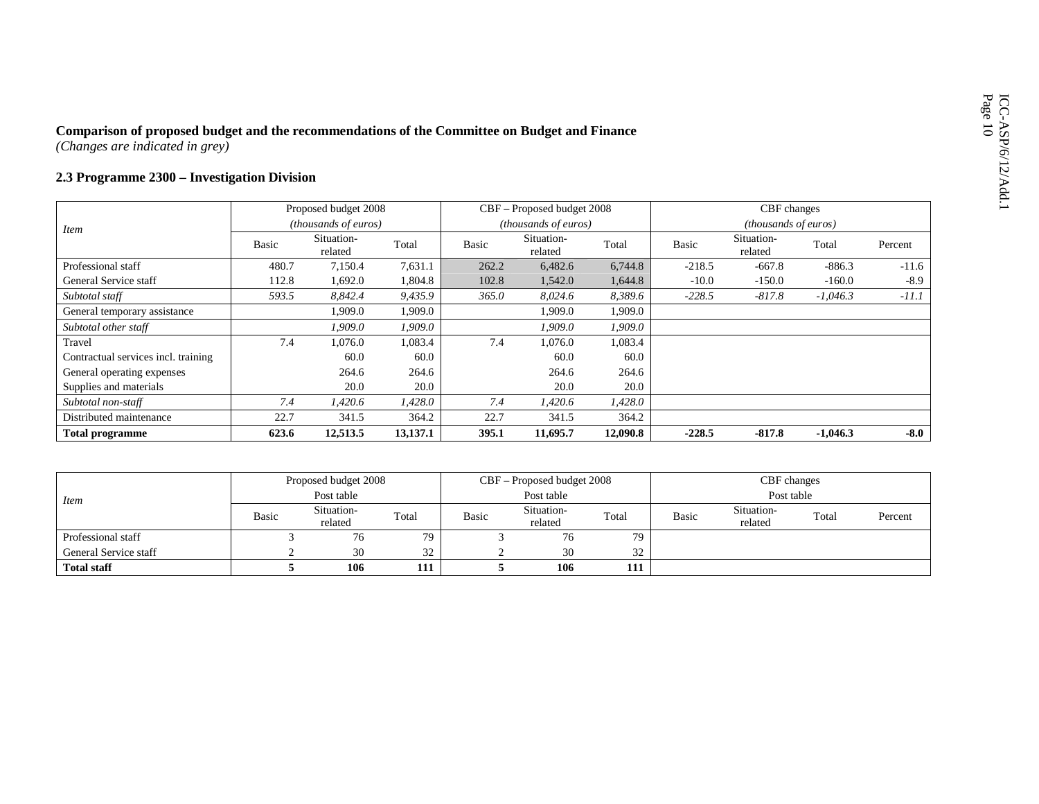**Comparison of proposed budget and the recommendations of the Committee on Budget and Finance**
*(Changes are indicated in grey)*

### 2.3 Programme 2300 – Investigation Division

| *Item* | Proposed budget 2008 *(thousands of euros)* | | | CBF – Proposed budget 2008 *(thousands of euros)* | | | CBF changes *(thousands of euros)* | | | |
|---|---|---|---|---|---|---|---|---|---|---|
| | Basic | Situation-related | Total | Basic | Situation-related | Total | Basic | Situation-related | Total | Percent |
| Professional staff | 480.7 | 7,150.4 | 7,631.1 | 262.2 | 6,482.6 | 6,744.8 | -218.5 | -667.8 | -886.3 | -11.6 |
| General Service staff | 112.8 | 1,692.0 | 1,804.8 | 102.8 | 1,542.0 | 1,644.8 | -10.0 | -150.0 | -160.0 | -8.9 |
| *Subtotal staff* | *593.5* | *8,842.4* | *9,435.9* | *365.0* | *8,024.6* | *8,389.6* | *-228.5* | *-817.8* | *-1,046.3* | *-11.1* |
| General temporary assistance | | 1,909.0 | 1,909.0 | | 1,909.0 | 1,909.0 | | | | |
| *Subtotal other staff* | | *1,909.0* | *1,909.0* | | *1,909.0* | *1,909.0* | | | | |
| Travel | 7.4 | 1,076.0 | 1,083.4 | 7.4 | 1,076.0 | 1,083.4 | | | | |
| Contractual services incl. training | | 60.0 | 60.0 | | 60.0 | 60.0 | | | | |
| General operating expenses | | 264.6 | 264.6 | | 264.6 | 264.6 | | | | |
| Supplies and materials | | 20.0 | 20.0 | | 20.0 | 20.0 | | | | |
| *Subtotal non-staff* | *7.4* | *1,420.6* | *1,428.0* | *7.4* | *1,420.6* | *1,428.0* | | | | |
| Distributed maintenance | 22.7 | 341.5 | 364.2 | 22.7 | 341.5 | 364.2 | | | | |
| **Total programme** | **623.6** | **12,513.5** | **13,137.1** | **395.1** | **11,695.7** | **12,090.8** | **-228.5** | **-817.8** | **-1,046.3** | **-8.0** |

| *Item* | Proposed budget 2008 Post table | | | CBF – Proposed budget 2008 Post table | | | CBF changes Post table | | | |
|---|---|---|---|---|---|---|---|---|---|---|
| | Basic | Situation-related | Total | Basic | Situation-related | Total | Basic | Situation-related | Total | Percent |
| Professional staff | 3 | 76 | 79 | 3 | 76 | 79 | | | | |
| General Service staff | 2 | 30 | 32 | 2 | 30 | 32 | | | | |
| **Total staff** | **5** | **106** | **111** | **5** | **106** | **111** | | | | |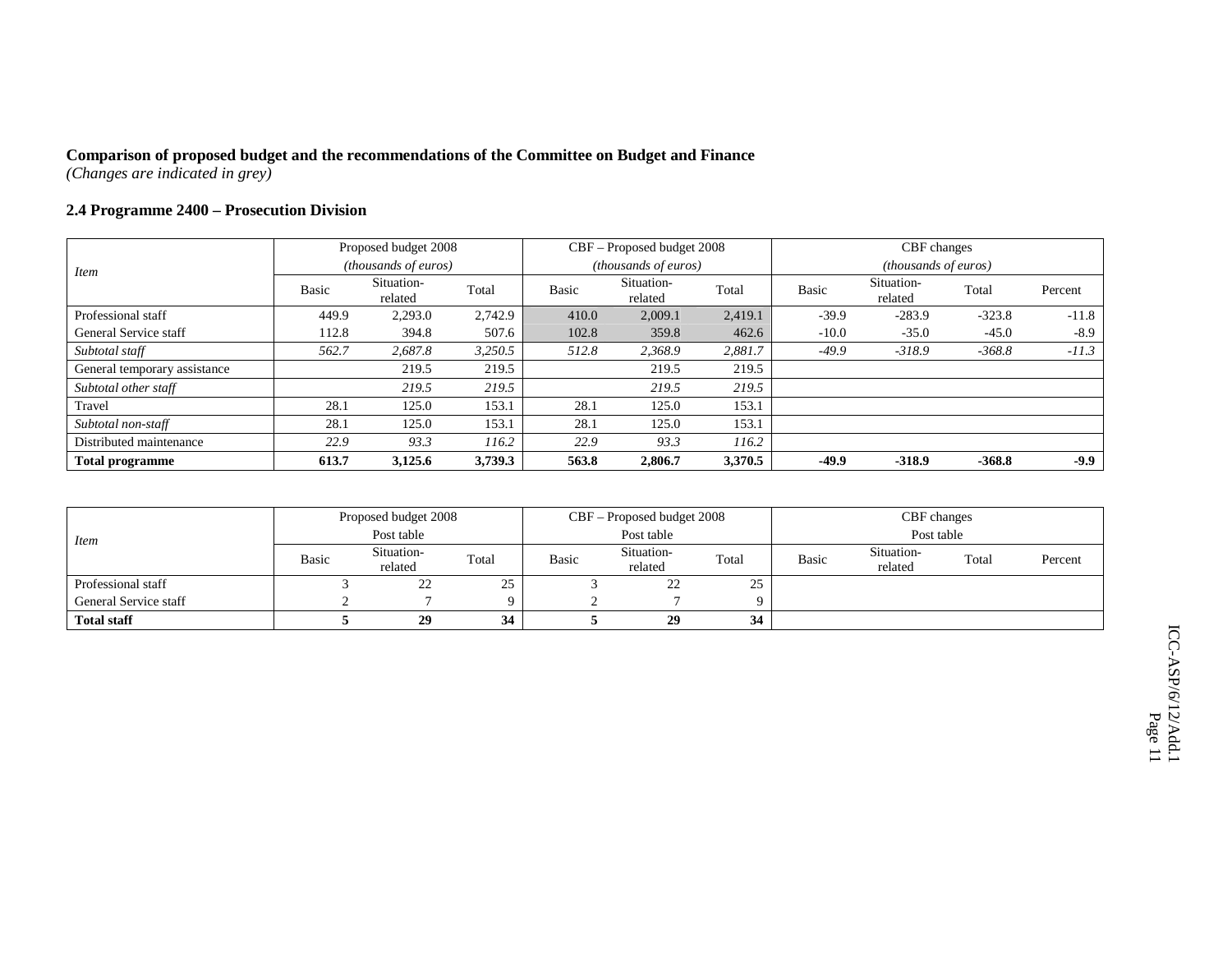**Comparison of proposed budget and the recommendations of the Committee on Budget and Finance**
*(Changes are indicated in grey)*

## 2.4 Programme 2400 – Prosecution Division

| *Item* | Proposed budget 2008 *(thousands of euros)* | | | CBF – Proposed budget 2008 *(thousands of euros)* | | | CBF changes *(thousands of euros)* | | | |
|---|---|---|---|---|---|---|---|---|---|---|
| | Basic | Situation-related | Total | Basic | Situation-related | Total | Basic | Situation-related | Total | Percent |
| Professional staff | 449.9 | 2,293.0 | 2,742.9 | 410.0 | 2,009.1 | 2,419.1 | -39.9 | -283.9 | -323.8 | -11.8 |
| General Service staff | 112.8 | 394.8 | 507.6 | 102.8 | 359.8 | 462.6 | -10.0 | -35.0 | -45.0 | -8.9 |
| *Subtotal staff* | *562.7* | *2,687.8* | *3,250.5* | *512.8* | *2,368.9* | *2,881.7* | *-49.9* | *-318.9* | *-368.8* | *-11.3* |
| General temporary assistance | | 219.5 | 219.5 | | 219.5 | 219.5 | | | | |
| *Subtotal other staff* | | *219.5* | *219.5* | | *219.5* | *219.5* | | | | |
| Travel | 28.1 | 125.0 | 153.1 | 28.1 | 125.0 | 153.1 | | | | |
| *Subtotal non-staff* | 28.1 | 125.0 | 153.1 | 28.1 | 125.0 | 153.1 | | | | |
| Distributed maintenance | *22.9* | *93.3* | *116.2* | *22.9* | *93.3* | *116.2* | | | | |
| **Total programme** | **613.7** | **3,125.6** | **3,739.3** | **563.8** | **2,806.7** | **3,370.5** | **-49.9** | **-318.9** | **-368.8** | **-9.9** |

| *Item* | Proposed budget 2008 Post table | | | CBF – Proposed budget 2008 Post table | | | CBF changes Post table | | | |
|---|---|---|---|---|---|---|---|---|---|---|
| | Basic | Situation-related | Total | Basic | Situation-related | Total | Basic | Situation-related | Total | Percent |
| Professional staff | 3 | 22 | 25 | 3 | 22 | 25 | | | | |
| General Service staff | 2 | 7 | 9 | 2 | 7 | 9 | | | | |
| **Total staff** | **5** | **29** | **34** | **5** | **29** | **34** | | | | |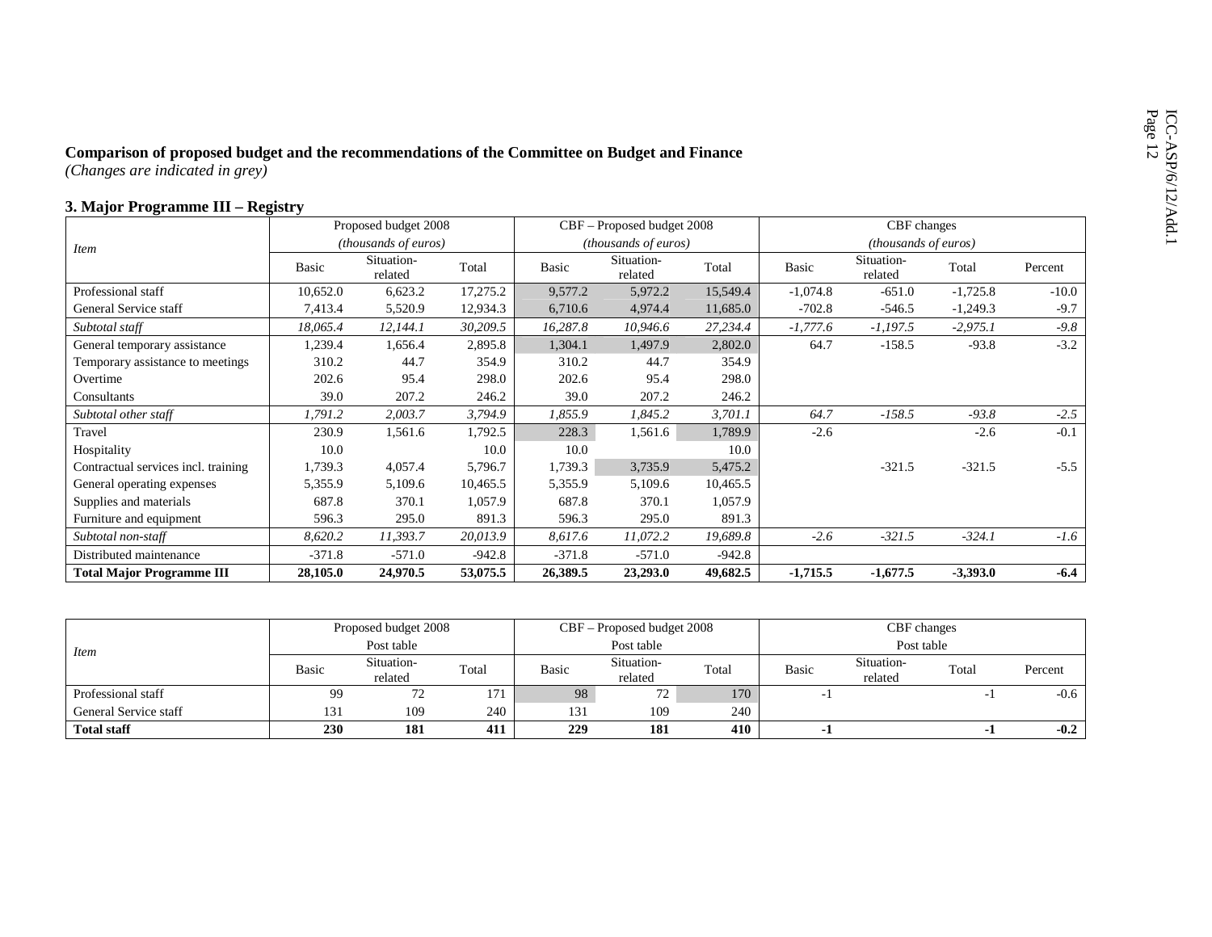**Comparison of proposed budget and the recommendations of the Committee on Budget and Finance**
*(Changes are indicated in grey)*

### 3. Major Programme III – Registry

| *Item* | Proposed budget 2008 *(thousands of euros)* | | | CBF – Proposed budget 2008 *(thousands of euros)* | | | CBF changes *(thousands of euros)* | | | |
|---|---|---|---|---|---|---|---|---|---|---|
| | Basic | Situation-related | Total | Basic | Situation-related | Total | Basic | Situation-related | Total | Percent |
| Professional staff | 10,652.0 | 6,623.2 | 17,275.2 | 9,577.2 | 5,972.2 | 15,549.4 | -1,074.8 | -651.0 | -1,725.8 | -10.0 |
| General Service staff | 7,413.4 | 5,520.9 | 12,934.3 | 6,710.6 | 4,974.4 | 11,685.0 | -702.8 | -546.5 | -1,249.3 | -9.7 |
| *Subtotal staff* | *18,065.4* | *12,144.1* | *30,209.5* | *16,287.8* | *10,946.6* | *27,234.4* | *-1,777.6* | *-1,197.5* | *-2,975.1* | *-9.8* |
| General temporary assistance | 1,239.4 | 1,656.4 | 2,895.8 | 1,304.1 | 1,497.9 | 2,802.0 | 64.7 | -158.5 | -93.8 | -3.2 |
| Temporary assistance to meetings | 310.2 | 44.7 | 354.9 | 310.2 | 44.7 | 354.9 | | | | |
| Overtime | 202.6 | 95.4 | 298.0 | 202.6 | 95.4 | 298.0 | | | | |
| Consultants | 39.0 | 207.2 | 246.2 | 39.0 | 207.2 | 246.2 | | | | |
| *Subtotal other staff* | *1,791.2* | *2,003.7* | *3,794.9* | *1,855.9* | *1,845.2* | *3,701.1* | *64.7* | *-158.5* | *-93.8* | *-2.5* |
| Travel | 230.9 | 1,561.6 | 1,792.5 | 228.3 | 1,561.6 | 1,789.9 | -2.6 | | -2.6 | -0.1 |
| Hospitality | 10.0 | | 10.0 | 10.0 | | 10.0 | | | | |
| Contractual services incl. training | 1,739.3 | 4,057.4 | 5,796.7 | 1,739.3 | 3,735.9 | 5,475.2 | | -321.5 | -321.5 | -5.5 |
| General operating expenses | 5,355.9 | 5,109.6 | 10,465.5 | 5,355.9 | 5,109.6 | 10,465.5 | | | | |
| Supplies and materials | 687.8 | 370.1 | 1,057.9 | 687.8 | 370.1 | 1,057.9 | | | | |
| Furniture and equipment | 596.3 | 295.0 | 891.3 | 596.3 | 295.0 | 891.3 | | | | |
| *Subtotal non-staff* | *8,620.2* | *11,393.7* | *20,013.9* | *8,617.6* | *11,072.2* | *19,689.8* | *-2.6* | *-321.5* | *-324.1* | *-1.6* |
| Distributed maintenance | -371.8 | -571.0 | -942.8 | -371.8 | -571.0 | -942.8 | | | | |
| **Total Major Programme III** | **28,105.0** | **24,970.5** | **53,075.5** | **26,389.5** | **23,293.0** | **49,682.5** | **-1,715.5** | **-1,677.5** | **-3,393.0** | **-6.4** |

| *Item* | Proposed budget 2008 Post table | | | CBF – Proposed budget 2008 Post table | | | CBF changes Post table | | | |
|---|---|---|---|---|---|---|---|---|---|---|
| | Basic | Situation-related | Total | Basic | Situation-related | Total | Basic | Situation-related | Total | Percent |
| Professional staff | 99 | 72 | 171 | 98 | 72 | 170 | -1 | | -1 | -0.6 |
| General Service staff | 131 | 109 | 240 | 131 | 109 | 240 | | | | |
| **Total staff** | **230** | **181** | **411** | **229** | **181** | **410** | **-1** | | **-1** | **-0.2** |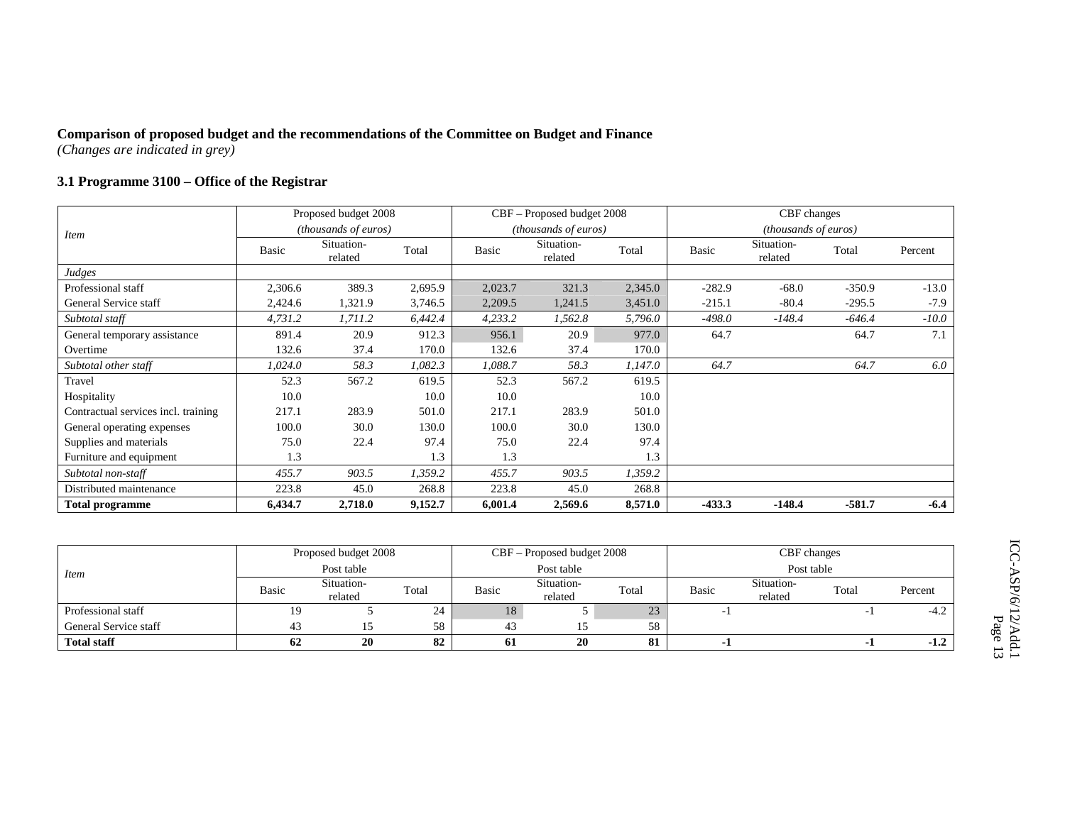**Comparison of proposed budget and the recommendations of the Committee on Budget and Finance**
*(Changes are indicated in grey)*

### 3.1 Programme 3100 – Office of the Registrar

| *Item* | Proposed budget 2008 *(thousands of euros)* | | | CBF – Proposed budget 2008 *(thousands of euros)* | | | CBF changes *(thousands of euros)* | | | |
|---|---|---|---|---|---|---|---|---|---|---|
| | Basic | Situation-related | Total | Basic | Situation-related | Total | Basic | Situation-related | Total | Percent |
| *Judges* | | | | | | | | | | |
| Professional staff | 2,306.6 | 389.3 | 2,695.9 | 2,023.7 | 321.3 | 2,345.0 | -282.9 | -68.0 | -350.9 | -13.0 |
| General Service staff | 2,424.6 | 1,321.9 | 3,746.5 | 2,209.5 | 1,241.5 | 3,451.0 | -215.1 | -80.4 | -295.5 | -7.9 |
| *Subtotal staff* | *4,731.2* | *1,711.2* | *6,442.4* | *4,233.2* | *1,562.8* | *5,796.0* | *-498.0* | *-148.4* | *-646.4* | *-10.0* |
| General temporary assistance | 891.4 | 20.9 | 912.3 | 956.1 | 20.9 | 977.0 | 64.7 | | 64.7 | 7.1 |
| Overtime | 132.6 | 37.4 | 170.0 | 132.6 | 37.4 | 170.0 | | | | |
| *Subtotal other staff* | *1,024.0* | *58.3* | *1,082.3* | *1,088.7* | *58.3* | *1,147.0* | *64.7* | | *64.7* | *6.0* |
| Travel | 52.3 | 567.2 | 619.5 | 52.3 | 567.2 | 619.5 | | | | |
| Hospitality | 10.0 | | 10.0 | 10.0 | | 10.0 | | | | |
| Contractual services incl. training | 217.1 | 283.9 | 501.0 | 217.1 | 283.9 | 501.0 | | | | |
| General operating expenses | 100.0 | 30.0 | 130.0 | 100.0 | 30.0 | 130.0 | | | | |
| Supplies and materials | 75.0 | 22.4 | 97.4 | 75.0 | 22.4 | 97.4 | | | | |
| Furniture and equipment | 1.3 | | 1.3 | 1.3 | | 1.3 | | | | |
| *Subtotal non-staff* | *455.7* | *903.5* | *1,359.2* | *455.7* | *903.5* | *1,359.2* | | | | |
| Distributed maintenance | 223.8 | 45.0 | 268.8 | 223.8 | 45.0 | 268.8 | | | | |
| **Total programme** | **6,434.7** | **2,718.0** | **9,152.7** | **6,001.4** | **2,569.6** | **8,571.0** | **-433.3** | **-148.4** | **-581.7** | **-6.4** |

| *Item* | Proposed budget 2008 Post table | | | CBF – Proposed budget 2008 Post table | | | CBF changes Post table | | | |
|---|---|---|---|---|---|---|---|---|---|---|
| | Basic | Situation-related | Total | Basic | Situation-related | Total | Basic | Situation-related | Total | Percent |
| Professional staff | 19 | 5 | 24 | 18 | 5 | 23 | -1 | | -1 | -4.2 |
| General Service staff | 43 | 15 | 58 | 43 | 15 | 58 | | | | |
| **Total staff** | **62** | **20** | **82** | **61** | **20** | **81** | **-1** | | **-1** | **-1.2** |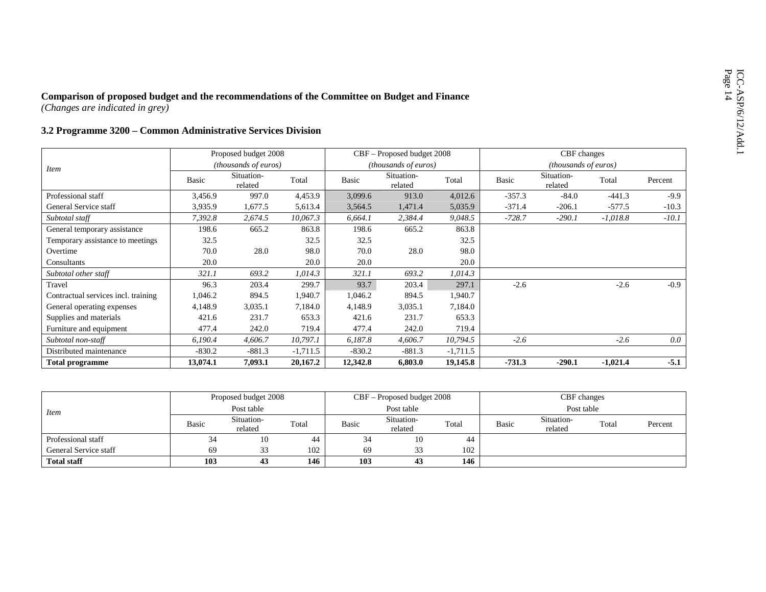**Comparison of proposed budget and the recommendations of the Committee on Budget and Finance**
*(Changes are indicated in grey)*

**3.2 Programme 3200 – Common Administrative Services Division**

| *Item* | Proposed budget 2008 *(thousands of euros)* | | | CBF – Proposed budget 2008 *(thousands of euros)* | | | CBF changes *(thousands of euros)* | | | |
|---|---|---|---|---|---|---|---|---|---|---|
| | Basic | Situation-related | Total | Basic | Situation-related | Total | Basic | Situation-related | Total | Percent |
| Professional staff | 3,456.9 | 997.0 | 4,453.9 | 3,099.6 | 913.0 | 4,012.6 | -357.3 | -84.0 | -441.3 | -9.9 |
| General Service staff | 3,935.9 | 1,677.5 | 5,613.4 | 3,564.5 | 1,471.4 | 5,035.9 | -371.4 | -206.1 | -577.5 | -10.3 |
| *Subtotal staff* | *7,392.8* | *2,674.5* | *10,067.3* | *6,664.1* | *2,384.4* | *9,048.5* | *-728.7* | *-290.1* | *-1,018.8* | *-10.1* |
| General temporary assistance | 198.6 | 665.2 | 863.8 | 198.6 | 665.2 | 863.8 | | | | |
| Temporary assistance to meetings | 32.5 | | 32.5 | 32.5 | | 32.5 | | | | |
| Overtime | 70.0 | 28.0 | 98.0 | 70.0 | 28.0 | 98.0 | | | | |
| Consultants | 20.0 | | 20.0 | 20.0 | | 20.0 | | | | |
| *Subtotal other staff* | *321.1* | *693.2* | *1,014.3* | *321.1* | *693.2* | *1,014.3* | | | | |
| Travel | 96.3 | 203.4 | 299.7 | 93.7 | 203.4 | 297.1 | -2.6 | | -2.6 | -0.9 |
| Contractual services incl. training | 1,046.2 | 894.5 | 1,940.7 | 1,046.2 | 894.5 | 1,940.7 | | | | |
| General operating expenses | 4,148.9 | 3,035.1 | 7,184.0 | 4,148.9 | 3,035.1 | 7,184.0 | | | | |
| Supplies and materials | 421.6 | 231.7 | 653.3 | 421.6 | 231.7 | 653.3 | | | | |
| Furniture and equipment | 477.4 | 242.0 | 719.4 | 477.4 | 242.0 | 719.4 | | | | |
| *Subtotal non-staff* | *6,190.4* | *4,606.7* | *10,797.1* | *6,187.8* | *4,606.7* | *10,794.5* | *-2.6* | | *-2.6* | *0.0* |
| Distributed maintenance | -830.2 | -881.3 | -1,711.5 | -830.2 | -881.3 | -1,711.5 | | | | |
| **Total programme** | **13,074.1** | **7,093.1** | **20,167.2** | **12,342.8** | **6,803.0** | **19,145.8** | **-731.3** | **-290.1** | **-1,021.4** | **-5.1** |

| *Item* | Proposed budget 2008 Post table | | | CBF – Proposed budget 2008 Post table | | | CBF changes Post table | | | |
|---|---|---|---|---|---|---|---|---|---|---|
| | Basic | Situation-related | Total | Basic | Situation-related | Total | Basic | Situation-related | Total | Percent |
| Professional staff | 34 | 10 | 44 | 34 | 10 | 44 | | | | |
| General Service staff | 69 | 33 | 102 | 69 | 33 | 102 | | | | |
| **Total staff** | **103** | **43** | **146** | **103** | **43** | **146** | | | | |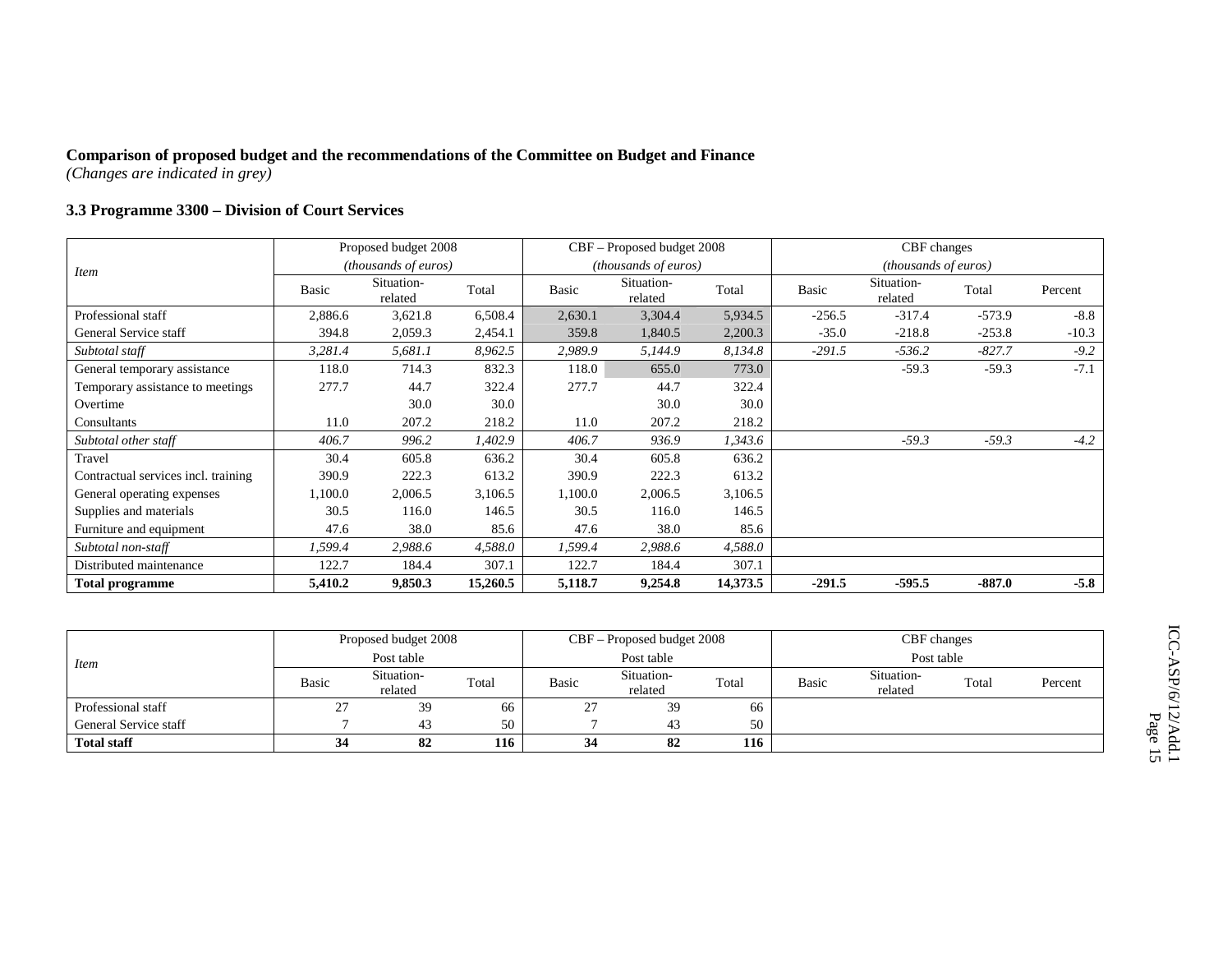**Comparison of proposed budget and the recommendations of the Committee on Budget and Finance**
*(Changes are indicated in grey)*

### 3.3 Programme 3300 – Division of Court Services

| *Item* | Proposed budget 2008 *(thousands of euros)* | | | CBF – Proposed budget 2008 *(thousands of euros)* | | | CBF changes *(thousands of euros)* | | | |
|---|---|---|---|---|---|---|---|---|---|---|
| | Basic | Situation-related | Total | Basic | Situation-related | Total | Basic | Situation-related | Total | Percent |
| Professional staff | 2,886.6 | 3,621.8 | 6,508.4 | 2,630.1 | 3,304.4 | 5,934.5 | -256.5 | -317.4 | -573.9 | -8.8 |
| General Service staff | 394.8 | 2,059.3 | 2,454.1 | 359.8 | 1,840.5 | 2,200.3 | -35.0 | -218.8 | -253.8 | -10.3 |
| *Subtotal staff* | *3,281.4* | *5,681.1* | *8,962.5* | *2,989.9* | *5,144.9* | *8,134.8* | *-291.5* | *-536.2* | *-827.7* | *-9.2* |
| General temporary assistance | 118.0 | 714.3 | 832.3 | 118.0 | 655.0 | 773.0 | | -59.3 | -59.3 | -7.1 |
| Temporary assistance to meetings | 277.7 | 44.7 | 322.4 | 277.7 | 44.7 | 322.4 | | | | |
| Overtime | | 30.0 | 30.0 | | 30.0 | 30.0 | | | | |
| Consultants | 11.0 | 207.2 | 218.2 | 11.0 | 207.2 | 218.2 | | | | |
| *Subtotal other staff* | *406.7* | *996.2* | *1,402.9* | *406.7* | *936.9* | *1,343.6* | | *-59.3* | *-59.3* | *-4.2* |
| Travel | 30.4 | 605.8 | 636.2 | 30.4 | 605.8 | 636.2 | | | | |
| Contractual services incl. training | 390.9 | 222.3 | 613.2 | 390.9 | 222.3 | 613.2 | | | | |
| General operating expenses | 1,100.0 | 2,006.5 | 3,106.5 | 1,100.0 | 2,006.5 | 3,106.5 | | | | |
| Supplies and materials | 30.5 | 116.0 | 146.5 | 30.5 | 116.0 | 146.5 | | | | |
| Furniture and equipment | 47.6 | 38.0 | 85.6 | 47.6 | 38.0 | 85.6 | | | | |
| *Subtotal non-staff* | *1,599.4* | *2,988.6* | *4,588.0* | *1,599.4* | *2,988.6* | *4,588.0* | | | | |
| Distributed maintenance | 122.7 | 184.4 | 307.1 | 122.7 | 184.4 | 307.1 | | | | |
| **Total programme** | **5,410.2** | **9,850.3** | **15,260.5** | **5,118.7** | **9,254.8** | **14,373.5** | **-291.5** | **-595.5** | **-887.0** | **-5.8** |

| *Item* | Proposed budget 2008 Post table | | | CBF – Proposed budget 2008 Post table | | | CBF changes Post table | | | |
|---|---|---|---|---|---|---|---|---|---|---|
| | Basic | Situation-related | Total | Basic | Situation-related | Total | Basic | Situation-related | Total | Percent |
| Professional staff | 27 | 39 | 66 | 27 | 39 | 66 | | | | |
| General Service staff | 7 | 43 | 50 | 7 | 43 | 50 | | | | |
| **Total staff** | **34** | **82** | **116** | **34** | **82** | **116** | | | | |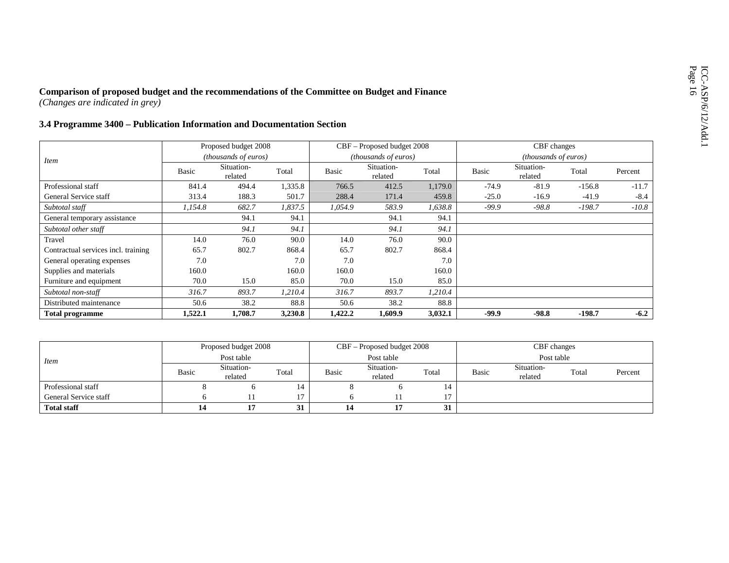**Comparison of proposed budget and the recommendations of the Committee on Budget and Finance**
*(Changes are indicated in grey)*

### 3.4 Programme 3400 – Publication Information and Documentation Section

| *Item* | Proposed budget 2008 *(thousands of euros)* | | | CBF – Proposed budget 2008 *(thousands of euros)* | | | CBF changes *(thousands of euros)* | | | |
|---|---|---|---|---|---|---|---|---|---|---|
| | Basic | Situation-related | Total | Basic | Situation-related | Total | Basic | Situation-related | Total | Percent |
| Professional staff | 841.4 | 494.4 | 1,335.8 | 766.5 | 412.5 | 1,179.0 | -74.9 | -81.9 | -156.8 | -11.7 |
| General Service staff | 313.4 | 188.3 | 501.7 | 288.4 | 171.4 | 459.8 | -25.0 | -16.9 | -41.9 | -8.4 |
| *Subtotal staff* | *1,154.8* | *682.7* | *1,837.5* | *1,054.9* | *583.9* | *1,638.8* | *-99.9* | *-98.8* | *-198.7* | *-10.8* |
| General temporary assistance | | 94.1 | 94.1 | | 94.1 | 94.1 | | | | |
| *Subtotal other staff* | | *94.1* | *94.1* | | *94.1* | *94.1* | | | | |
| Travel | 14.0 | 76.0 | 90.0 | 14.0 | 76.0 | 90.0 | | | | |
| Contractual services incl. training | 65.7 | 802.7 | 868.4 | 65.7 | 802.7 | 868.4 | | | | |
| General operating expenses | 7.0 | | 7.0 | 7.0 | | 7.0 | | | | |
| Supplies and materials | 160.0 | | 160.0 | 160.0 | | 160.0 | | | | |
| Furniture and equipment | 70.0 | 15.0 | 85.0 | 70.0 | 15.0 | 85.0 | | | | |
| *Subtotal non-staff* | *316.7* | *893.7* | *1,210.4* | *316.7* | *893.7* | *1,210.4* | | | | |
| Distributed maintenance | 50.6 | 38.2 | 88.8 | 50.6 | 38.2 | 88.8 | | | | |
| **Total programme** | **1,522.1** | **1,708.7** | **3,230.8** | **1,422.2** | **1,609.9** | **3,032.1** | **-99.9** | **-98.8** | **-198.7** | **-6.2** |

| *Item* | Proposed budget 2008 Post table | | | CBF – Proposed budget 2008 Post table | | | CBF changes Post table | | | |
|---|---|---|---|---|---|---|---|---|---|---|
| | Basic | Situation-related | Total | Basic | Situation-related | Total | Basic | Situation-related | Total | Percent |
| Professional staff | 8 | 6 | 14 | 8 | 6 | 14 | | | | |
| General Service staff | 6 | 11 | 17 | 6 | 11 | 17 | | | | |
| **Total staff** | **14** | **17** | **31** | **14** | **17** | **31** | | | | |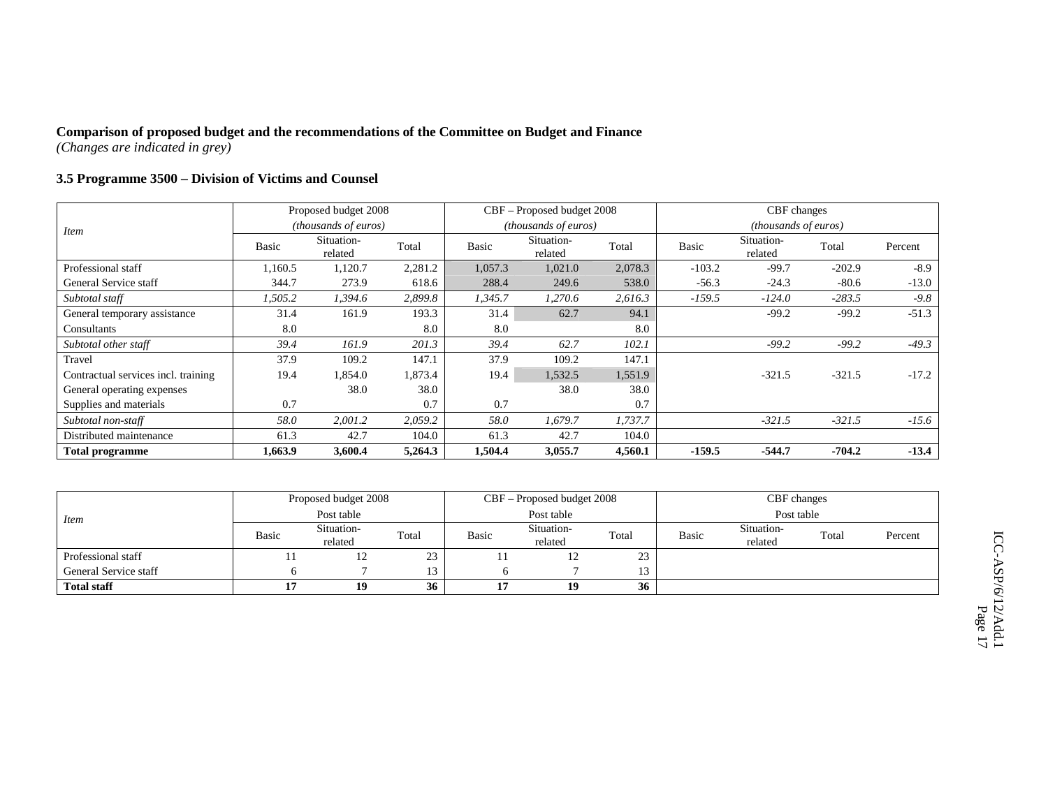**Comparison of proposed budget and the recommendations of the Committee on Budget and Finance**
*(Changes are indicated in grey)*

### 3.5 Programme 3500 – Division of Victims and Counsel

| *Item* | Proposed budget 2008 *(thousands of euros)* | | | CBF – Proposed budget 2008 *(thousands of euros)* | | | CBF changes *(thousands of euros)* | | | |
|---|---|---|---|---|---|---|---|---|---|---|
| | Basic | Situation-related | Total | Basic | Situation-related | Total | Basic | Situation-related | Total | Percent |
| Professional staff | 1,160.5 | 1,120.7 | 2,281.2 | 1,057.3 | 1,021.0 | 2,078.3 | -103.2 | -99.7 | -202.9 | -8.9 |
| General Service staff | 344.7 | 273.9 | 618.6 | 288.4 | 249.6 | 538.0 | -56.3 | -24.3 | -80.6 | -13.0 |
| *Subtotal staff* | *1,505.2* | *1,394.6* | *2,899.8* | *1,345.7* | *1,270.6* | *2,616.3* | *-159.5* | *-124.0* | *-283.5* | *-9.8* |
| General temporary assistance | 31.4 | 161.9 | 193.3 | 31.4 | 62.7 | 94.1 | | -99.2 | -99.2 | -51.3 |
| Consultants | 8.0 | | 8.0 | 8.0 | | 8.0 | | | | |
| *Subtotal other staff* | *39.4* | *161.9* | *201.3* | *39.4* | *62.7* | *102.1* | | *-99.2* | *-99.2* | *-49.3* |
| Travel | 37.9 | 109.2 | 147.1 | 37.9 | 109.2 | 147.1 | | | | |
| Contractual services incl. training | 19.4 | 1,854.0 | 1,873.4 | 19.4 | 1,532.5 | 1,551.9 | | -321.5 | -321.5 | -17.2 |
| General operating expenses | | 38.0 | 38.0 | | 38.0 | 38.0 | | | | |
| Supplies and materials | 0.7 | | 0.7 | 0.7 | | 0.7 | | | | |
| *Subtotal non-staff* | *58.0* | *2,001.2* | *2,059.2* | *58.0* | *1,679.7* | *1,737.7* | | *-321.5* | *-321.5* | *-15.6* |
| Distributed maintenance | 61.3 | 42.7 | 104.0 | 61.3 | 42.7 | 104.0 | | | | |
| **Total programme** | **1,663.9** | **3,600.4** | **5,264.3** | **1,504.4** | **3,055.7** | **4,560.1** | **-159.5** | **-544.7** | **-704.2** | **-13.4** |

| *Item* | Proposed budget 2008 Post table | | | CBF – Proposed budget 2008 Post table | | | CBF changes Post table | | | |
|---|---|---|---|---|---|---|---|---|---|---|
| | Basic | Situation-related | Total | Basic | Situation-related | Total | Basic | Situation-related | Total | Percent |
| Professional staff | 11 | 12 | 23 | 11 | 12 | 23 | | | | |
| General Service staff | 6 | 7 | 13 | 6 | 7 | 13 | | | | |
| **Total staff** | **17** | **19** | **36** | **17** | **19** | **36** | | | | |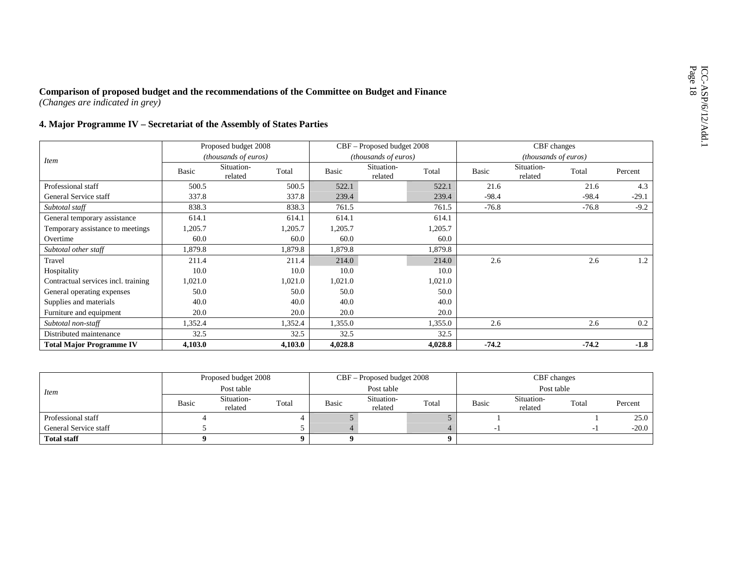**Comparison of proposed budget and the recommendations of the Committee on Budget and Finance**
*(Changes are indicated in grey)*

## 4. Major Programme IV – Secretariat of the Assembly of States Parties

| *Item* | Proposed budget 2008 (thousands of euros) | | | CBF – Proposed budget 2008 (thousands of euros) | | | CBF changes (thousands of euros) | | | |
|---|---|---|---|---|---|---|---|---|---|---|
| | Basic | Situation-related | Total | Basic | Situation-related | Total | Basic | Situation-related | Total | Percent |
| Professional staff | 500.5 | | 500.5 | 522.1 | | 522.1 | 21.6 | | 21.6 | 4.3 |
| General Service staff | 337.8 | | 337.8 | 239.4 | | 239.4 | -98.4 | | -98.4 | -29.1 |
| *Subtotal staff* | 838.3 | | 838.3 | 761.5 | | 761.5 | -76.8 | | -76.8 | -9.2 |
| General temporary assistance | 614.1 | | 614.1 | 614.1 | | 614.1 | | | | |
| Temporary assistance to meetings | 1,205.7 | | 1,205.7 | 1,205.7 | | 1,205.7 | | | | |
| Overtime | 60.0 | | 60.0 | 60.0 | | 60.0 | | | | |
| *Subtotal other staff* | 1,879.8 | | 1,879.8 | 1,879.8 | | 1,879.8 | | | | |
| Travel | 211.4 | | 211.4 | 214.0 | | 214.0 | 2.6 | | 2.6 | 1.2 |
| Hospitality | 10.0 | | 10.0 | 10.0 | | 10.0 | | | | |
| Contractual services incl. training | 1,021.0 | | 1,021.0 | 1,021.0 | | 1,021.0 | | | | |
| General operating expenses | 50.0 | | 50.0 | 50.0 | | 50.0 | | | | |
| Supplies and materials | 40.0 | | 40.0 | 40.0 | | 40.0 | | | | |
| Furniture and equipment | 20.0 | | 20.0 | 20.0 | | 20.0 | | | | |
| *Subtotal non-staff* | 1,352.4 | | 1,352.4 | 1,355.0 | | 1,355.0 | 2.6 | | 2.6 | 0.2 |
| Distributed maintenance | 32.5 | | 32.5 | 32.5 | | 32.5 | | | | |
| **Total Major Programme IV** | **4,103.0** | | **4,103.0** | **4,028.8** | | **4,028.8** | **-74.2** | | **-74.2** | **-1.8** |

| *Item* | Proposed budget 2008 Post table | | | CBF – Proposed budget 2008 Post table | | | CBF changes Post table | | | |
|---|---|---|---|---|---|---|---|---|---|---|
| | Basic | Situation-related | Total | Basic | Situation-related | Total | Basic | Situation-related | Total | Percent |
| Professional staff | 4 | | 4 | 5 | | 5 | 1 | | 1 | 25.0 |
| General Service staff | 5 | | 5 | 4 | | 4 | -1 | | -1 | -20.0 |
| **Total staff** | **9** | | **9** | **9** | | **9** | | | | |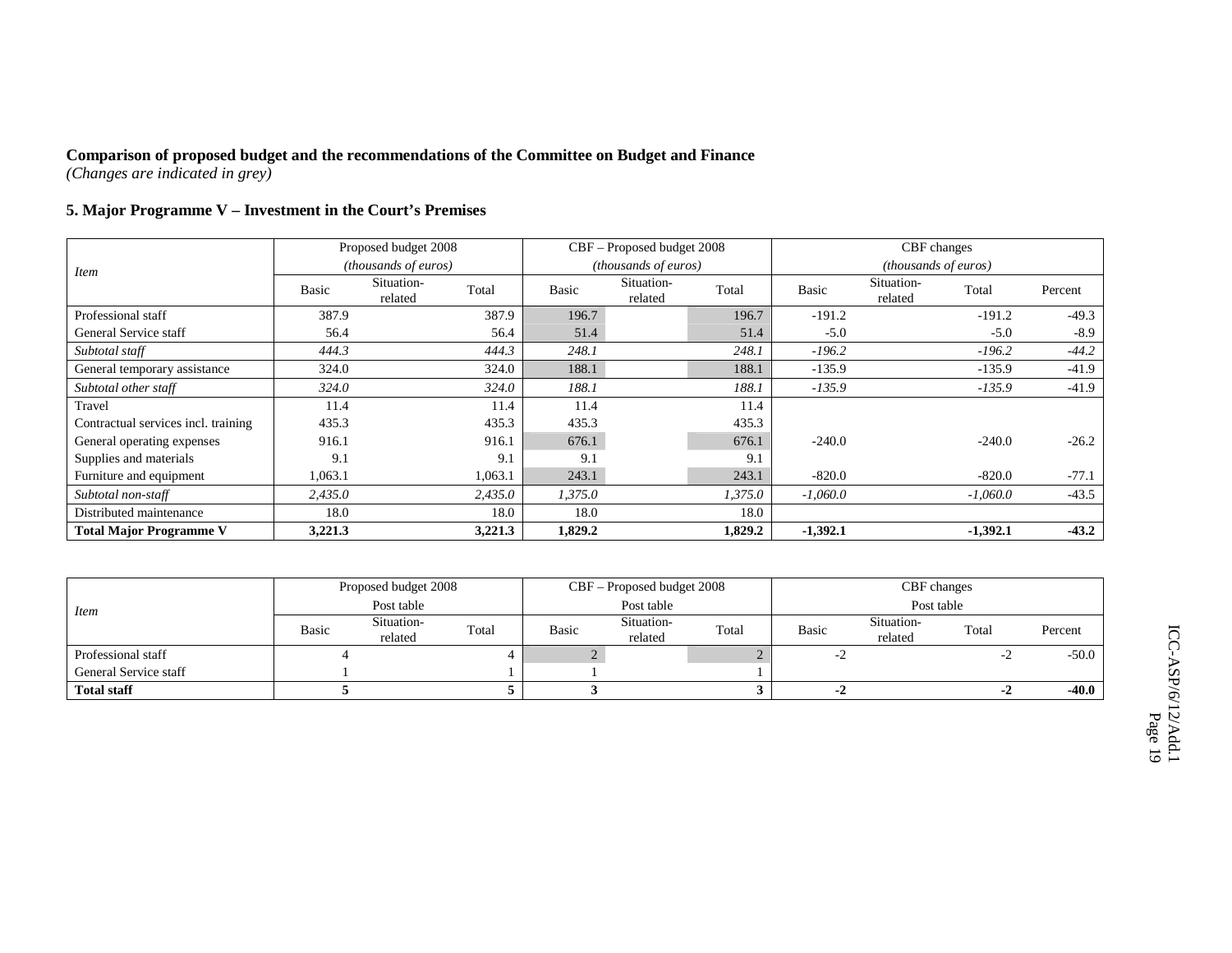**Comparison of proposed budget and the recommendations of the Committee on Budget and Finance**
*(Changes are indicated in grey)*

**5. Major Programme V – Investment in the Court's Premises**

| *Item* | Proposed budget 2008 *(thousands of euros)* | | | CBF – Proposed budget 2008 *(thousands of euros)* | | | CBF changes *(thousands of euros)* | | | |
|---|---|---|---|---|---|---|---|---|---|---|
| | Basic | Situation-related | Total | Basic | Situation-related | Total | Basic | Situation-related | Total | Percent |
| Professional staff | 387.9 | | 387.9 | 196.7 | | 196.7 | -191.2 | | -191.2 | -49.3 |
| General Service staff | 56.4 | | 56.4 | 51.4 | | 51.4 | -5.0 | | -5.0 | -8.9 |
| *Subtotal staff* | *444.3* | | *444.3* | *248.1* | | *248.1* | *-196.2* | | *-196.2* | *-44.2* |
| General temporary assistance | 324.0 | | 324.0 | 188.1 | | 188.1 | -135.9 | | -135.9 | -41.9 |
| *Subtotal other staff* | *324.0* | | *324.0* | *188.1* | | *188.1* | *-135.9* | | *-135.9* | -41.9 |
| Travel | 11.4 | | 11.4 | 11.4 | | 11.4 | | | | |
| Contractual services incl. training | 435.3 | | 435.3 | 435.3 | | 435.3 | | | | |
| General operating expenses | 916.1 | | 916.1 | 676.1 | | 676.1 | -240.0 | | -240.0 | -26.2 |
| Supplies and materials | 9.1 | | 9.1 | 9.1 | | 9.1 | | | | |
| Furniture and equipment | 1,063.1 | | 1,063.1 | 243.1 | | 243.1 | -820.0 | | -820.0 | -77.1 |
| *Subtotal non-staff* | *2,435.0* | | *2,435.0* | *1,375.0* | | *1,375.0* | *-1,060.0* | | *-1,060.0* | -43.5 |
| Distributed maintenance | 18.0 | | 18.0 | 18.0 | | 18.0 | | | | |
| **Total Major Programme V** | **3,221.3** | | **3,221.3** | **1,829.2** | | **1,829.2** | **-1,392.1** | | **-1,392.1** | **-43.2** |

| *Item* | Proposed budget 2008 Post table | | | CBF – Proposed budget 2008 Post table | | | CBF changes Post table | | | |
|---|---|---|---|---|---|---|---|---|---|---|
| | Basic | Situation-related | Total | Basic | Situation-related | Total | Basic | Situation-related | Total | Percent |
| Professional staff | 4 | | 4 | 2 | | 2 | -2 | | -2 | -50.0 |
| General Service staff | 1 | | 1 | 1 | | 1 | | | | |
| **Total staff** | **5** | | **5** | **3** | | **3** | **-2** | | **-2** | **-40.0** |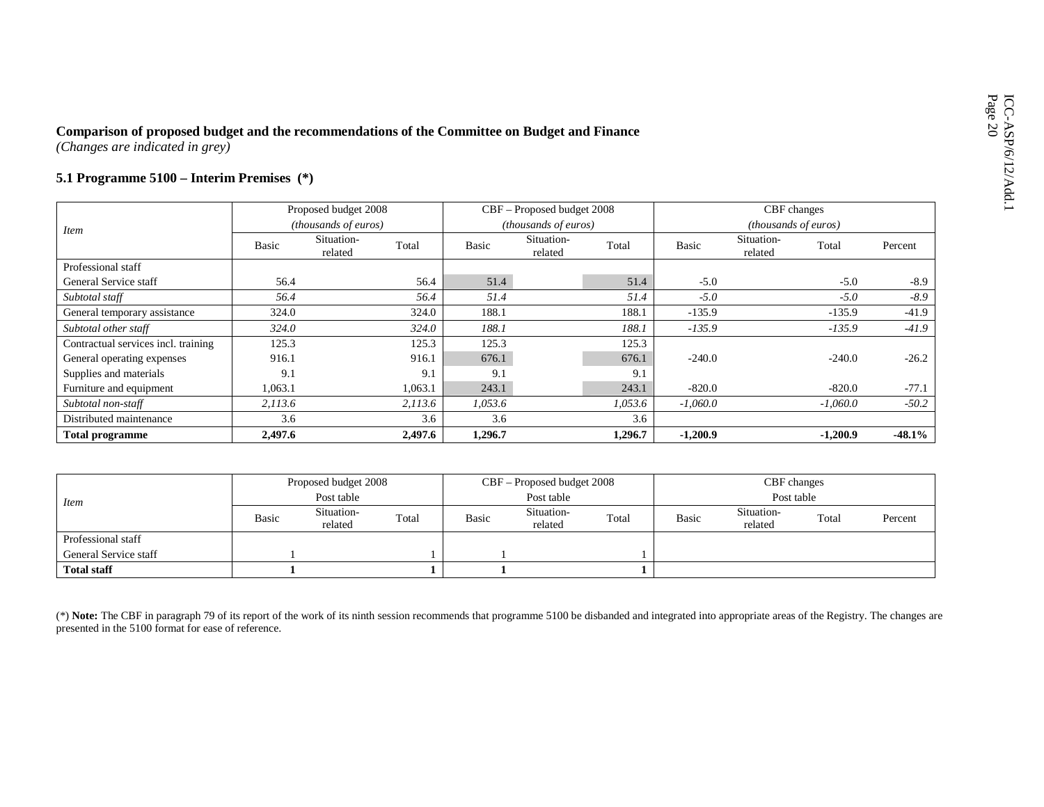**Comparison of proposed budget and the recommendations of the Committee on Budget and Finance**
*(Changes are indicated in grey)*

### 5.1 Programme 5100 – Interim Premises (*)

| Item | Proposed budget 2008 (thousands of euros) | | | CBF – Proposed budget 2008 (thousands of euros) | | | CBF changes (thousands of euros) | | | |
|---|---|---|---|---|---|---|---|---|---|---|
| | Basic | Situation-related | Total | Basic | Situation-related | Total | Basic | Situation-related | Total | Percent |
| Professional staff | | | | | | | | | | |
| General Service staff | 56.4 | | 56.4 | 51.4 | | 51.4 | -5.0 | | -5.0 | -8.9 |
| *Subtotal staff* | *56.4* | | *56.4* | *51.4* | | *51.4* | *-5.0* | | *-5.0* | *-8.9* |
| General temporary assistance | 324.0 | | 324.0 | 188.1 | | 188.1 | -135.9 | | -135.9 | -41.9 |
| *Subtotal other staff* | *324.0* | | *324.0* | *188.1* | | *188.1* | *-135.9* | | *-135.9* | *-41.9* |
| Contractual services incl. training | 125.3 | | 125.3 | 125.3 | | 125.3 | | | | |
| General operating expenses | 916.1 | | 916.1 | 676.1 | | 676.1 | -240.0 | | -240.0 | -26.2 |
| Supplies and materials | 9.1 | | 9.1 | 9.1 | | 9.1 | | | | |
| Furniture and equipment | 1,063.1 | | 1,063.1 | 243.1 | | 243.1 | -820.0 | | -820.0 | -77.1 |
| *Subtotal non-staff* | *2,113.6* | | *2,113.6* | *1,053.6* | | *1,053.6* | *-1,060.0* | | *-1,060.0* | *-50.2* |
| Distributed maintenance | 3.6 | | 3.6 | 3.6 | | 3.6 | | | | |
| **Total programme** | **2,497.6** | | **2,497.6** | **1,296.7** | | **1,296.7** | **-1,200.9** | | **-1,200.9** | **-48.1%** |

| Item | Proposed budget 2008 Post table | | | CBF – Proposed budget 2008 Post table | | | CBF changes Post table | | | |
|---|---|---|---|---|---|---|---|---|---|---|
| | Basic | Situation-related | Total | Basic | Situation-related | Total | Basic | Situation-related | Total | Percent |
| Professional staff | | | | | | | | | | |
| General Service staff | 1 | | 1 | 1 | | 1 | | | | |
| **Total staff** | **1** | | **1** | **1** | | **1** | | | | |

(*) **Note:** The CBF in paragraph 79 of its report of the work of its ninth session recommends that programme 5100 be disbanded and integrated into appropriate areas of the Registry. The changes are presented in the 5100 format for ease of reference.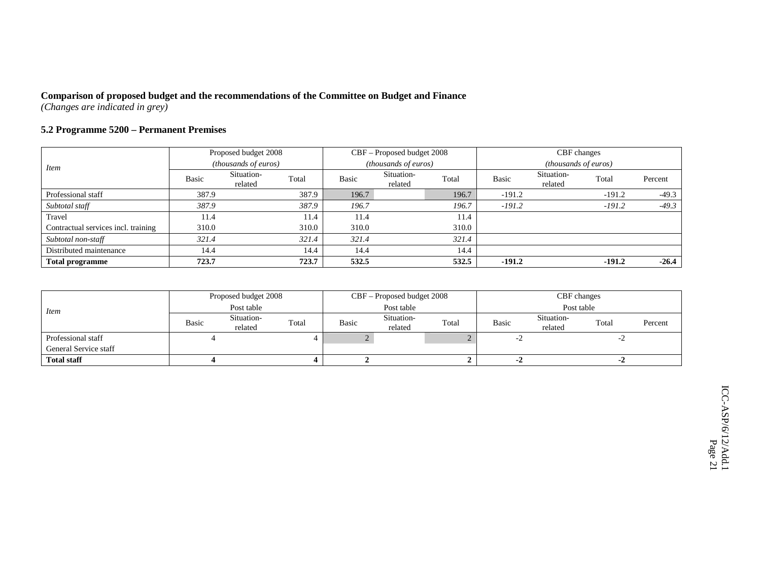**Comparison of proposed budget and the recommendations of the Committee on Budget and Finance**
*(Changes are indicated in grey)*

**5.2 Programme 5200 – Permanent Premises**

| *Item* | Proposed budget 2008 *(thousands of euros)* | | | CBF – Proposed budget 2008 *(thousands of euros)* | | | CBF changes *(thousands of euros)* | | | |
|---|---|---|---|---|---|---|---|---|---|---|
| | Basic | Situation-related | Total | Basic | Situation-related | Total | Basic | Situation-related | Total | Percent |
| Professional staff | 387.9 | | 387.9 | 196.7 | | 196.7 | -191.2 | | -191.2 | -49.3 |
| *Subtotal staff* | *387.9* | | *387.9* | *196.7* | | *196.7* | *-191.2* | | *-191.2* | *-49.3* |
| Travel | 11.4 | | 11.4 | 11.4 | | 11.4 | | | | |
| Contractual services incl. training | 310.0 | | 310.0 | 310.0 | | 310.0 | | | | |
| *Subtotal non-staff* | *321.4* | | *321.4* | *321.4* | | *321.4* | | | | |
| Distributed maintenance | 14.4 | | 14.4 | 14.4 | | 14.4 | | | | |
| **Total programme** | **723.7** | | **723.7** | **532.5** | | **532.5** | **-191.2** | | **-191.2** | **-26.4** |

| *Item* | Proposed budget 2008 Post table | | | CBF – Proposed budget 2008 Post table | | | CBF changes Post table | | | |
|---|---|---|---|---|---|---|---|---|---|---|
| | Basic | Situation-related | Total | Basic | Situation-related | Total | Basic | Situation-related | Total | Percent |
| Professional staff | 4 | | 4 | 2 | | 2 | -2 | | -2 | |
| General Service staff | | | | | | | | | | |
| **Total staff** | **4** | | **4** | **2** | | **2** | **-2** | | **-2** | |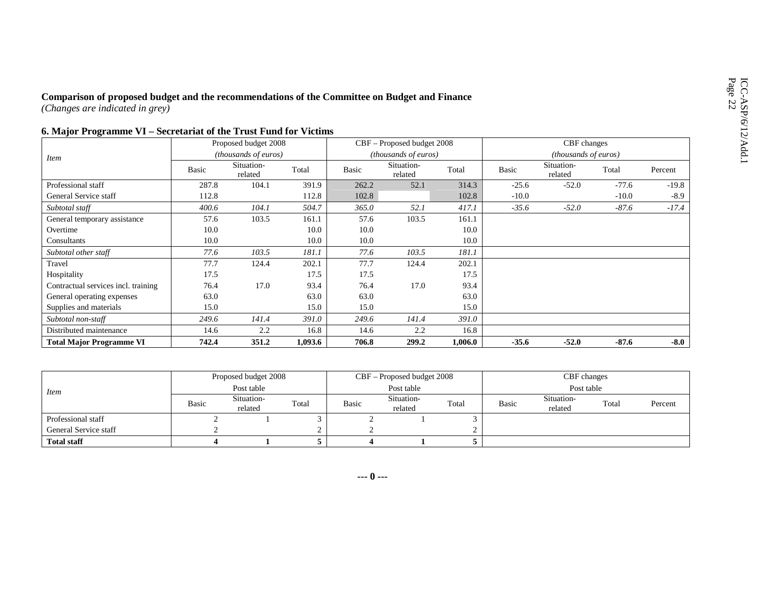**Comparison of proposed budget and the recommendations of the Committee on Budget and Finance**
*(Changes are indicated in grey)*

**6. Major Programme VI – Secretariat of the Trust Fund for Victims**

| *Item* | Proposed budget 2008 *(thousands of euros)* | | | CBF – Proposed budget 2008 *(thousands of euros)* | | | CBF changes *(thousands of euros)* | | | |
|---|---|---|---|---|---|---|---|---|---|---|
| | Basic | Situation-related | Total | Basic | Situation-related | Total | Basic | Situation-related | Total | Percent |
| Professional staff | 287.8 | 104.1 | 391.9 | 262.2 | 52.1 | 314.3 | -25.6 | -52.0 | -77.6 | -19.8 |
| General Service staff | 112.8 | | 112.8 | 102.8 | | 102.8 | -10.0 | | -10.0 | -8.9 |
| *Subtotal staff* | *400.6* | *104.1* | *504.7* | *365.0* | *52.1* | *417.1* | *-35.6* | *-52.0* | *-87.6* | *-17.4* |
| General temporary assistance | 57.6 | 103.5 | 161.1 | 57.6 | 103.5 | 161.1 | | | | |
| Overtime | 10.0 | | 10.0 | 10.0 | | 10.0 | | | | |
| Consultants | 10.0 | | 10.0 | 10.0 | | 10.0 | | | | |
| *Subtotal other staff* | *77.6* | *103.5* | *181.1* | *77.6* | *103.5* | *181.1* | | | | |
| Travel | 77.7 | 124.4 | 202.1 | 77.7 | 124.4 | 202.1 | | | | |
| Hospitality | 17.5 | | 17.5 | 17.5 | | 17.5 | | | | |
| Contractual services incl. training | 76.4 | 17.0 | 93.4 | 76.4 | 17.0 | 93.4 | | | | |
| General operating expenses | 63.0 | | 63.0 | 63.0 | | 63.0 | | | | |
| Supplies and materials | 15.0 | | 15.0 | 15.0 | | 15.0 | | | | |
| *Subtotal non-staff* | *249.6* | *141.4* | *391.0* | *249.6* | *141.4* | *391.0* | | | | |
| Distributed maintenance | 14.6 | 2.2 | 16.8 | 14.6 | 2.2 | 16.8 | | | | |
| **Total Major Programme VI** | **742.4** | **351.2** | **1,093.6** | **706.8** | **299.2** | **1,006.0** | **-35.6** | **-52.0** | **-87.6** | **-8.0** |

| *Item* | Proposed budget 2008 Post table | | | CBF – Proposed budget 2008 Post table | | | CBF changes Post table | | | |
|---|---|---|---|---|---|---|---|---|---|---|
| | Basic | Situation-related | Total | Basic | Situation-related | Total | Basic | Situation-related | Total | Percent |
| Professional staff | 2 | 1 | 3 | 2 | 1 | 3 | | | | |
| General Service staff | 2 | | 2 | 2 | | 2 | | | | |
| **Total staff** | **4** | **1** | **5** | **4** | **1** | **5** | | | | |

--- 0 ---